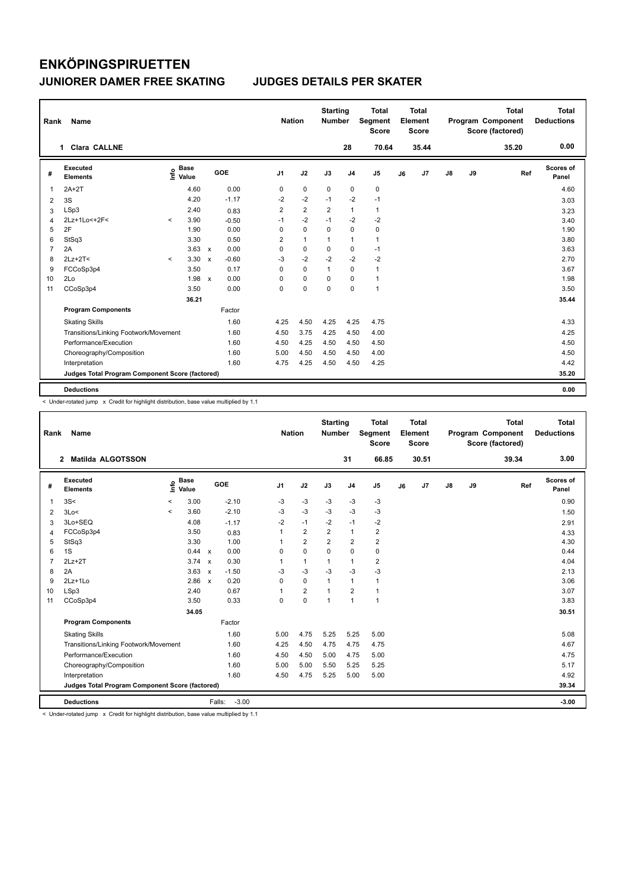# ENKÖPINGSPIRUETTEN

## JUNIORER DAMER FREE SKATING JUDGES DETAILS PER SKATER

| Rank | Name | Nation | Starting Number | Total Segment Score | Total Element Score | Total Program Component Score (factored) | Total Deductions |
|---|---|---|---|---|---|---|---|
| 1 | Clara CALLNE | | 28 | 70.64 | 35.44 | 35.20 | 0.00 |

| # | Executed Elements | Info | Base Value | | GOE | J1 | J2 | J3 | J4 | J5 | J6 | J7 | J8 | J9 | Ref | Scores of Panel |
|---|---|---|---|---|---|---|---|---|---|---|---|---|---|---|---|---|
| 1 | 2A+2T | | 4.60 | | 0.00 | 0 | 0 | 0 | 0 | 0 | | | | | | 4.60 |
| 2 | 3S | | 4.20 | | -1.17 | -2 | -2 | -1 | -2 | -1 | | | | | | 3.03 |
| 3 | LSp3 | | 2.40 | | 0.83 | 2 | 2 | 2 | 1 | 1 | | | | | | 3.23 |
| 4 | 2Lz+1Lo<+2F< | < | 3.90 | | -0.50 | -1 | -2 | -1 | -2 | -2 | | | | | | 3.40 |
| 5 | 2F | | 1.90 | | 0.00 | 0 | 0 | 0 | 0 | 0 | | | | | | 1.90 |
| 6 | StSq3 | | 3.30 | | 0.50 | 2 | 1 | 1 | 1 | 1 | | | | | | 3.80 |
| 7 | 2A | | 3.63 | x | 0.00 | 0 | 0 | 0 | 0 | -1 | | | | | | 3.63 |
| 8 | 2Lz+2T< | < | 3.30 | x | -0.60 | -3 | -2 | -2 | -2 | -2 | | | | | | 2.70 |
| 9 | FCCoSp3p4 | | 3.50 | | 0.17 | 0 | 0 | 1 | 0 | 1 | | | | | | 3.67 |
| 10 | 2Lo | | 1.98 | x | 0.00 | 0 | 0 | 0 | 0 | 1 | | | | | | 1.98 |
| 11 | CCoSp3p4 | | 3.50 | | 0.00 | 0 | 0 | 0 | 0 | 1 | | | | | | 3.50 |
| | | | 36.21 | | | | | | | | | | | | | 35.44 |
| | **Program Components** | | | | Factor | | | | | | | | | | | |
| | Skating Skills | | | | 1.60 | 4.25 | 4.50 | 4.25 | 4.25 | 4.75 | | | | | | 4.33 |
| | Transitions/Linking Footwork/Movement | | | | 1.60 | 4.50 | 3.75 | 4.25 | 4.50 | 4.00 | | | | | | 4.25 |
| | Performance/Execution | | | | 1.60 | 4.50 | 4.25 | 4.50 | 4.50 | 4.50 | | | | | | 4.50 |
| | Choreography/Composition | | | | 1.60 | 5.00 | 4.50 | 4.50 | 4.50 | 4.00 | | | | | | 4.50 |
| | Interpretation | | | | 1.60 | 4.75 | 4.25 | 4.50 | 4.50 | 4.25 | | | | | | 4.42 |
| | **Judges Total Program Component Score (factored)** | | | | | | | | | | | | | | | 35.20 |
| | **Deductions** | | | | | | | | | | | | | | | 0.00 |

< Under-rotated jump x Credit for highlight distribution, base value multiplied by 1.1

| Rank | Name | Nation | Starting Number | Total Segment Score | Total Element Score | Total Program Component Score (factored) | Total Deductions |
|---|---|---|---|---|---|---|---|
| 2 | Matilda ALGOTSSON | | 31 | 66.85 | 30.51 | 39.34 | 3.00 |

| # | Executed Elements | Info | Base Value | | GOE | J1 | J2 | J3 | J4 | J5 | J6 | J7 | J8 | J9 | Ref | Scores of Panel |
|---|---|---|---|---|---|---|---|---|---|---|---|---|---|---|---|---|
| 1 | 3S< | < | 3.00 | | -2.10 | -3 | -3 | -3 | -3 | -3 | | | | | | 0.90 |
| 2 | 3Lo< | < | 3.60 | | -2.10 | -3 | -3 | -3 | -3 | -3 | | | | | | 1.50 |
| 3 | 3Lo+SEQ | | 4.08 | | -1.17 | -2 | -1 | -2 | -1 | -2 | | | | | | 2.91 |
| 4 | FCCoSp3p4 | | 3.50 | | 0.83 | 1 | 2 | 2 | 1 | 2 | | | | | | 4.33 |
| 5 | StSq3 | | 3.30 | | 1.00 | 1 | 2 | 2 | 2 | 2 | | | | | | 4.30 |
| 6 | 1S | | 0.44 | x | 0.00 | 0 | 0 | 0 | 0 | 0 | | | | | | 0.44 |
| 7 | 2Lz+2T | | 3.74 | x | 0.30 | 1 | 1 | 1 | 1 | 2 | | | | | | 4.04 |
| 8 | 2A | | 3.63 | x | -1.50 | -3 | -3 | -3 | -3 | -3 | | | | | | 2.13 |
| 9 | 2Lz+1Lo | | 2.86 | x | 0.20 | 0 | 0 | 1 | 1 | 1 | | | | | | 3.06 |
| 10 | LSp3 | | 2.40 | | 0.67 | 1 | 2 | 1 | 2 | 1 | | | | | | 3.07 |
| 11 | CCoSp3p4 | | 3.50 | | 0.33 | 0 | 0 | 1 | 1 | 1 | | | | | | 3.83 |
| | | | 34.05 | | | | | | | | | | | | | 30.51 |
| | **Program Components** | | | | Factor | | | | | | | | | | | |
| | Skating Skills | | | | 1.60 | 5.00 | 4.75 | 5.25 | 5.25 | 5.00 | | | | | | 5.08 |
| | Transitions/Linking Footwork/Movement | | | | 1.60 | 4.25 | 4.50 | 4.75 | 4.75 | 4.75 | | | | | | 4.67 |
| | Performance/Execution | | | | 1.60 | 4.50 | 4.50 | 5.00 | 4.75 | 5.00 | | | | | | 4.75 |
| | Choreography/Composition | | | | 1.60 | 5.00 | 5.00 | 5.50 | 5.25 | 5.25 | | | | | | 5.17 |
| | Interpretation | | | | 1.60 | 4.50 | 4.75 | 5.25 | 5.00 | 5.00 | | | | | | 4.92 |
| | **Judges Total Program Component Score (factored)** | | | | | | | | | | | | | | | 39.34 |
| | **Deductions** | | | | Falls: -3.00 | | | | | | | | | | | -3.00 |

< Under-rotated jump x Credit for highlight distribution, base value multiplied by 1.1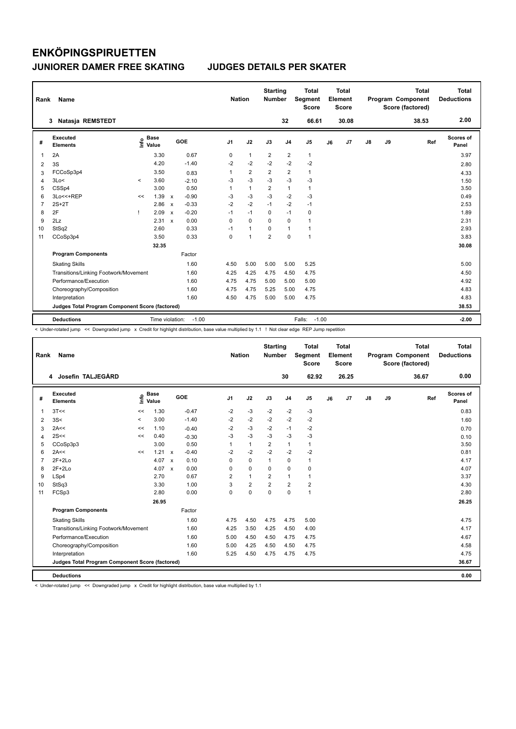# ENKÖPINGSPIRUETTEN

## JUNIORER DAMER FREE SKATING — JUDGES DETAILS PER SKATER

| Rank | Name | Nation | Starting Number | Total Segment Score | Total Element Score | Total Program Component Score (factored) | Total Deductions |
|---|---|---|---|---|---|---|---|
| 3 | Natasja REMSTEDT | | 32 | 66.61 | 30.08 | 38.53 | 2.00 |

| # | Executed Elements | Info | Base Value | | GOE | J1 | J2 | J3 | J4 | J5 | J6 | J7 | J8 | J9 | Ref | Scores of Panel |
|---|---|---|---|---|---|---|---|---|---|---|---|---|---|---|---|---|
| 1 | 2A | | 3.30 | | 0.67 | 0 | 1 | 2 | 2 | 1 | | | | | | 3.97 |
| 2 | 3S | | 4.20 | | -1.40 | -2 | -2 | -2 | -2 | -2 | | | | | | 2.80 |
| 3 | FCCoSp3p4 | | 3.50 | | 0.83 | 1 | 2 | 2 | 2 | 1 | | | | | | 4.33 |
| 4 | 3Lo< | < | 3.60 | | -2.10 | -3 | -3 | -3 | -3 | -3 | | | | | | 1.50 |
| 5 | CSSp4 | | 3.00 | | 0.50 | 1 | 1 | 2 | 1 | 1 | | | | | | 3.50 |
| 6 | 3Lo<<+REP | << | 1.39 | x | -0.90 | -3 | -3 | -3 | -2 | -3 | | | | | | 0.49 |
| 7 | 2S+2T | | 2.86 | x | -0.33 | -2 | -2 | -1 | -2 | -1 | | | | | | 2.53 |
| 8 | 2F | ! | 2.09 | x | -0.20 | -1 | -1 | 0 | -1 | 0 | | | | | | 1.89 |
| 9 | 2Lz | | 2.31 | x | 0.00 | 0 | 0 | 0 | 0 | 1 | | | | | | 2.31 |
| 10 | StSq2 | | 2.60 | | 0.33 | -1 | 1 | 0 | 1 | 1 | | | | | | 2.93 |
| 11 | CCoSp3p4 | | 3.50 | | 0.33 | 0 | 1 | 2 | 0 | 1 | | | | | | 3.83 |
| | | | 32.35 | | | | | | | | | | | | | 30.08 |
| | **Program Components** | | | | Factor | | | | | | | | | | | |
| | Skating Skills | | | | 1.60 | 4.50 | 5.00 | 5.00 | 5.00 | 5.25 | | | | | | 5.00 |
| | Transitions/Linking Footwork/Movement | | | | 1.60 | 4.25 | 4.25 | 4.75 | 4.50 | 4.75 | | | | | | 4.50 |
| | Performance/Execution | | | | 1.60 | 4.75 | 4.75 | 5.00 | 5.00 | 5.00 | | | | | | 4.92 |
| | Choreography/Composition | | | | 1.60 | 4.75 | 4.75 | 5.25 | 5.00 | 4.75 | | | | | | 4.83 |
| | Interpretation | | | | 1.60 | 4.50 | 4.75 | 5.00 | 5.00 | 4.75 | | | | | | 4.83 |
| | **Judges Total Program Component Score (factored)** | | | | | | | | | | | | | | | 38.53 |
| | **Deductions** | | Time violation: | | -1.00 | | | | | Falls: -1.00 | | | | | | -2.00 |

< Under-rotated jump << Downgraded jump x Credit for highlight distribution, base value multiplied by 1.1 ! Not clear edge REP Jump repetition

| Rank | Name | Nation | Starting Number | Total Segment Score | Total Element Score | Total Program Component Score (factored) | Total Deductions |
|---|---|---|---|---|---|---|---|
| 4 | Josefin TALJEGÅRD | | 30 | 62.92 | 26.25 | 36.67 | 0.00 |

| # | Executed Elements | Info | Base Value | | GOE | J1 | J2 | J3 | J4 | J5 | J6 | J7 | J8 | J9 | Ref | Scores of Panel |
|---|---|---|---|---|---|---|---|---|---|---|---|---|---|---|---|---|
| 1 | 3T<< | << | 1.30 | | -0.47 | -2 | -3 | -2 | -2 | -3 | | | | | | 0.83 |
| 2 | 3S< | < | 3.00 | | -1.40 | -2 | -2 | -2 | -2 | -2 | | | | | | 1.60 |
| 3 | 2A<< | << | 1.10 | | -0.40 | -2 | -3 | -2 | -1 | -2 | | | | | | 0.70 |
| 4 | 2S<< | << | 0.40 | | -0.30 | -3 | -3 | -3 | -3 | -3 | | | | | | 0.10 |
| 5 | CCoSp3p3 | | 3.00 | | 0.50 | 1 | 1 | 2 | 1 | 1 | | | | | | 3.50 |
| 6 | 2A<< | << | 1.21 | x | -0.40 | -2 | -2 | -2 | -2 | -2 | | | | | | 0.81 |
| 7 | 2F+2Lo | | 4.07 | x | 0.10 | 0 | 0 | 1 | 0 | 1 | | | | | | 4.17 |
| 8 | 2F+2Lo | | 4.07 | x | 0.00 | 0 | 0 | 0 | 0 | 0 | | | | | | 4.07 |
| 9 | LSp4 | | 2.70 | | 0.67 | 2 | 1 | 2 | 1 | 1 | | | | | | 3.37 |
| 10 | StSq3 | | 3.30 | | 1.00 | 3 | 2 | 2 | 2 | 2 | | | | | | 4.30 |
| 11 | FCSp3 | | 2.80 | | 0.00 | 0 | 0 | 0 | 0 | 1 | | | | | | 2.80 |
| | | | 26.95 | | | | | | | | | | | | | 26.25 |
| | **Program Components** | | | | Factor | | | | | | | | | | | |
| | Skating Skills | | | | 1.60 | 4.75 | 4.50 | 4.75 | 4.75 | 5.00 | | | | | | 4.75 |
| | Transitions/Linking Footwork/Movement | | | | 1.60 | 4.25 | 3.50 | 4.25 | 4.50 | 4.00 | | | | | | 4.17 |
| | Performance/Execution | | | | 1.60 | 5.00 | 4.50 | 4.50 | 4.75 | 4.75 | | | | | | 4.67 |
| | Choreography/Composition | | | | 1.60 | 5.00 | 4.25 | 4.50 | 4.50 | 4.75 | | | | | | 4.58 |
| | Interpretation | | | | 1.60 | 5.25 | 4.50 | 4.75 | 4.75 | 4.75 | | | | | | 4.75 |
| | **Judges Total Program Component Score (factored)** | | | | | | | | | | | | | | | 36.67 |
| | **Deductions** | | | | | | | | | | | | | | | 0.00 |

< Under-rotated jump << Downgraded jump x Credit for highlight distribution, base value multiplied by 1.1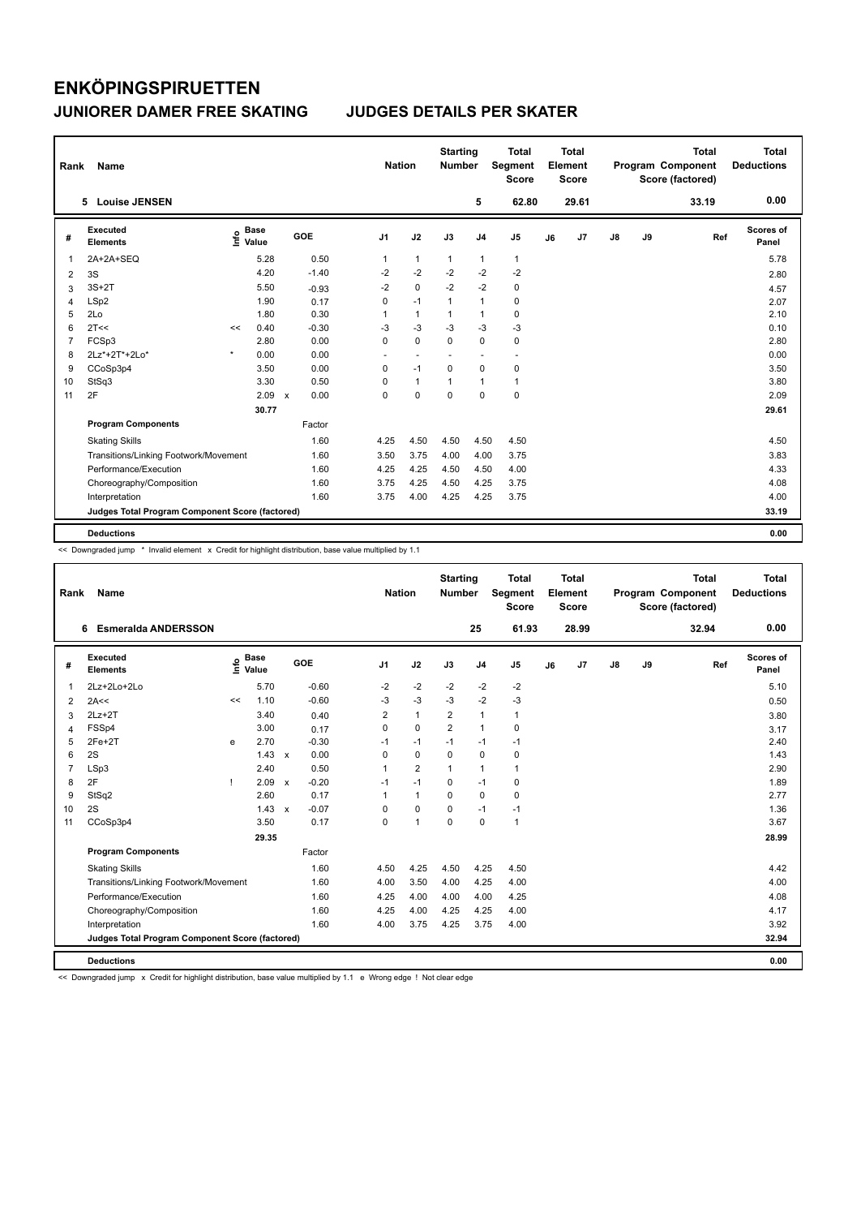# ENKÖPINGSPIRUETTEN

## JUNIORER DAMER FREE SKATING — JUDGES DETAILS PER SKATER

| Rank | Name | Nation | Starting Number | Total Segment Score | Total Element Score | Total Program Component Score (factored) | Total Deductions |
|---|---|---|---|---|---|---|---|
| 5 | Louise JENSEN | | 5 | 62.80 | 29.61 | 33.19 | 0.00 |

| # | Executed Elements | Info | Base Value | | GOE | J1 | J2 | J3 | J4 | J5 | J6 | J7 | J8 | J9 | Ref | Scores of Panel |
|---|---|---|---|---|---|---|---|---|---|---|---|---|---|---|---|---|
| 1 | 2A+2A+SEQ | | 5.28 | | 0.50 | 1 | 1 | 1 | 1 | 1 | | | | | | 5.78 |
| 2 | 3S | | 4.20 | | -1.40 | -2 | -2 | -2 | -2 | -2 | | | | | | 2.80 |
| 3 | 3S+2T | | 5.50 | | -0.93 | -2 | 0 | -2 | -2 | 0 | | | | | | 4.57 |
| 4 | LSp2 | | 1.90 | | 0.17 | 0 | -1 | 1 | 1 | 0 | | | | | | 2.07 |
| 5 | 2Lo | | 1.80 | | 0.30 | 1 | 1 | 1 | 1 | 0 | | | | | | 2.10 |
| 6 | 2T<< | << | 0.40 | | -0.30 | -3 | -3 | -3 | -3 | -3 | | | | | | 0.10 |
| 7 | FCSp3 | | 2.80 | | 0.00 | 0 | 0 | 0 | 0 | 0 | | | | | | 2.80 |
| 8 | 2Lz*+2T*+2Lo* | * | 0.00 | | 0.00 | - | - | - | - | - | | | | | | 0.00 |
| 9 | CCoSp3p4 | | 3.50 | | 0.00 | 0 | -1 | 0 | 0 | 0 | | | | | | 3.50 |
| 10 | StSq3 | | 3.30 | | 0.50 | 0 | 1 | 1 | 1 | 1 | | | | | | 3.80 |
| 11 | 2F | | 2.09 | x | 0.00 | 0 | 0 | 0 | 0 | 0 | | | | | | 2.09 |
| | | | 30.77 | | | | | | | | | | | | | 29.61 |

| Program Components | Factor | J1 | J2 | J3 | J4 | J5 | J6 | J7 | J8 | J9 | Scores of Panel |
|---|---|---|---|---|---|---|---|---|---|---|---|
| Skating Skills | 1.60 | 4.25 | 4.50 | 4.50 | 4.50 | 4.50 | | | | | 4.50 |
| Transitions/Linking Footwork/Movement | 1.60 | 3.50 | 3.75 | 4.00 | 4.00 | 3.75 | | | | | 3.83 |
| Performance/Execution | 1.60 | 4.25 | 4.25 | 4.50 | 4.50 | 4.00 | | | | | 4.33 |
| Choreography/Composition | 1.60 | 3.75 | 4.25 | 4.50 | 4.25 | 3.75 | | | | | 4.08 |
| Interpretation | 1.60 | 3.75 | 4.00 | 4.25 | 4.25 | 3.75 | | | | | 4.00 |
| Judges Total Program Component Score (factored) | | | | | | | | | | | 33.19 |
| Deductions | | | | | | | | | | | 0.00 |

<< Downgraded jump * Invalid element x Credit for highlight distribution, base value multiplied by 1.1

| Rank | Name | Nation | Starting Number | Total Segment Score | Total Element Score | Total Program Component Score (factored) | Total Deductions |
|---|---|---|---|---|---|---|---|
| 6 | Esmeralda ANDERSSON | | 25 | 61.93 | 28.99 | 32.94 | 0.00 |

| # | Executed Elements | Info | Base Value | | GOE | J1 | J2 | J3 | J4 | J5 | J6 | J7 | J8 | J9 | Ref | Scores of Panel |
|---|---|---|---|---|---|---|---|---|---|---|---|---|---|---|---|---|
| 1 | 2Lz+2Lo+2Lo | | 5.70 | | -0.60 | -2 | -2 | -2 | -2 | -2 | | | | | | 5.10 |
| 2 | 2A<< | << | 1.10 | | -0.60 | -3 | -3 | -3 | -2 | -3 | | | | | | 0.50 |
| 3 | 2Lz+2T | | 3.40 | | 0.40 | 2 | 1 | 2 | 1 | 1 | | | | | | 3.80 |
| 4 | FSSp4 | | 3.00 | | 0.17 | 0 | 0 | 2 | 1 | 0 | | | | | | 3.17 |
| 5 | 2Fe+2T | e | 2.70 | | -0.30 | -1 | -1 | -1 | -1 | -1 | | | | | | 2.40 |
| 6 | 2S | | 1.43 | x | 0.00 | 0 | 0 | 0 | 0 | 0 | | | | | | 1.43 |
| 7 | LSp3 | | 2.40 | | 0.50 | 1 | 2 | 1 | 1 | 1 | | | | | | 2.90 |
| 8 | 2F | ! | 2.09 | x | -0.20 | -1 | -1 | 0 | -1 | 0 | | | | | | 1.89 |
| 9 | StSq2 | | 2.60 | | 0.17 | 1 | 1 | 0 | 0 | 0 | | | | | | 2.77 |
| 10 | 2S | | 1.43 | x | -0.07 | 0 | 0 | 0 | -1 | -1 | | | | | | 1.36 |
| 11 | CCoSp3p4 | | 3.50 | | 0.17 | 0 | 1 | 0 | 0 | 1 | | | | | | 3.67 |
| | | | 29.35 | | | | | | | | | | | | | 28.99 |

| Program Components | Factor | J1 | J2 | J3 | J4 | J5 | J6 | J7 | J8 | J9 | Scores of Panel |
|---|---|---|---|---|---|---|---|---|---|---|---|
| Skating Skills | 1.60 | 4.50 | 4.25 | 4.50 | 4.25 | 4.50 | | | | | 4.42 |
| Transitions/Linking Footwork/Movement | 1.60 | 4.00 | 3.50 | 4.00 | 4.25 | 4.00 | | | | | 4.00 |
| Performance/Execution | 1.60 | 4.25 | 4.00 | 4.00 | 4.00 | 4.25 | | | | | 4.08 |
| Choreography/Composition | 1.60 | 4.25 | 4.00 | 4.25 | 4.25 | 4.00 | | | | | 4.17 |
| Interpretation | 1.60 | 4.00 | 3.75 | 4.25 | 3.75 | 4.00 | | | | | 3.92 |
| Judges Total Program Component Score (factored) | | | | | | | | | | | 32.94 |
| Deductions | | | | | | | | | | | 0.00 |

<< Downgraded jump x Credit for highlight distribution, base value multiplied by 1.1 e Wrong edge ! Not clear edge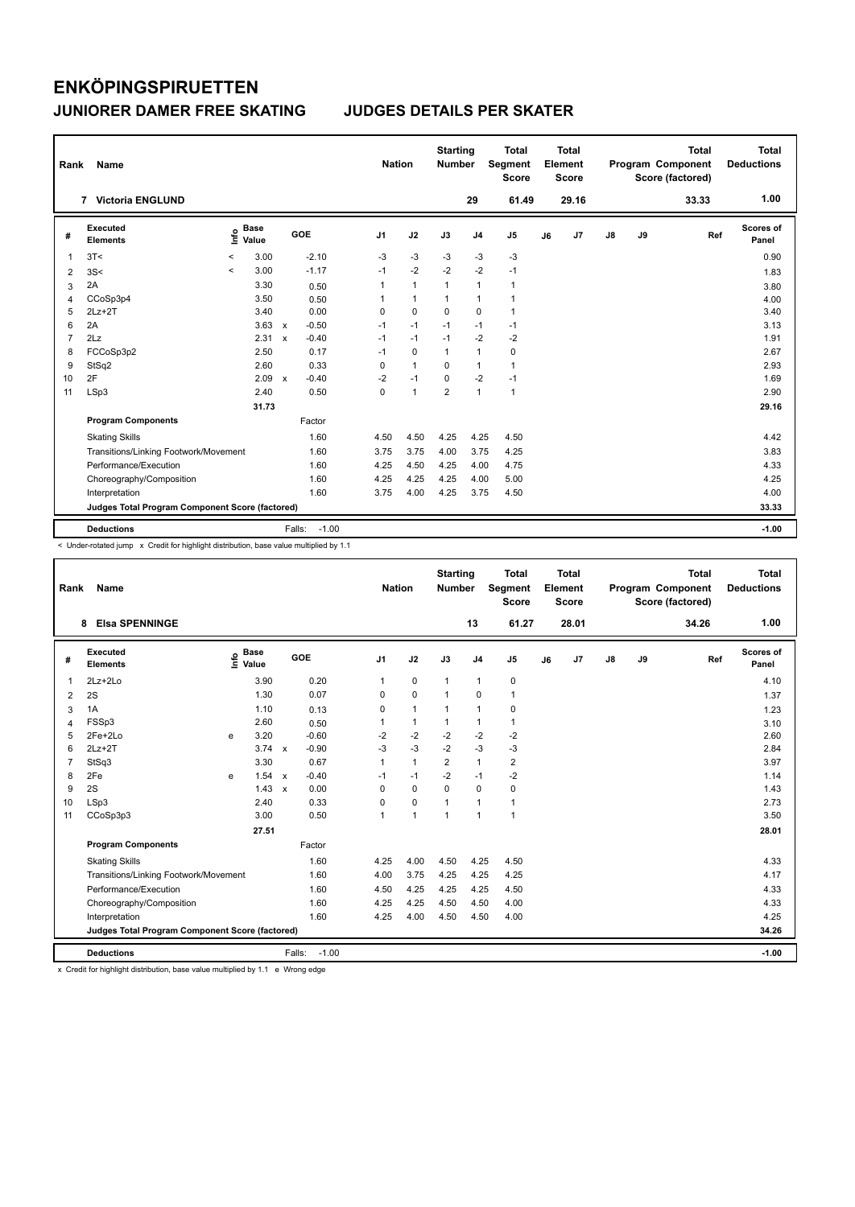# ENKÖPINGSPIRUETTEN

## JUNIORER DAMER FREE SKATING JUDGES DETAILS PER SKATER

| Rank | Name | Nation | Starting Number | Total Segment Score | Total Element Score | Total Program Component Score (factored) | Total Deductions |
|---|---|---|---|---|---|---|---|
| 7 | Victoria ENGLUND | | 29 | 61.49 | 29.16 | 33.33 | 1.00 |

| # | Executed Elements | Info | Base Value | | GOE | J1 | J2 | J3 | J4 | J5 | J6 | J7 | J8 | J9 | Ref | Scores of Panel |
|---|---|---|---|---|---|---|---|---|---|---|---|---|---|---|---|---|
| 1 | 3T< | < | 3.00 | | -2.10 | -3 | -3 | -3 | -3 | -3 | | | | | | 0.90 |
| 2 | 3S< | < | 3.00 | | -1.17 | -1 | -2 | -2 | -2 | -1 | | | | | | 1.83 |
| 3 | 2A | | 3.30 | | 0.50 | 1 | 1 | 1 | 1 | 1 | | | | | | 3.80 |
| 4 | CCoSp3p4 | | 3.50 | | 0.50 | 1 | 1 | 1 | 1 | 1 | | | | | | 4.00 |
| 5 | 2Lz+2T | | 3.40 | | 0.00 | 0 | 0 | 0 | 0 | 1 | | | | | | 3.40 |
| 6 | 2A | | 3.63 | x | -0.50 | -1 | -1 | -1 | -1 | -1 | | | | | | 3.13 |
| 7 | 2Lz | | 2.31 | x | -0.40 | -1 | -1 | -1 | -2 | -2 | | | | | | 1.91 |
| 8 | FCCoSp3p2 | | 2.50 | | 0.17 | -1 | 0 | 1 | 1 | 0 | | | | | | 2.67 |
| 9 | StSq2 | | 2.60 | | 0.33 | 0 | 1 | 0 | 1 | 1 | | | | | | 2.93 |
| 10 | 2F | | 2.09 | x | -0.40 | -2 | -1 | 0 | -2 | -1 | | | | | | 1.69 |
| 11 | LSp3 | | 2.40 | | 0.50 | 0 | 1 | 2 | 1 | 1 | | | | | | 2.90 |
| | | | 31.73 | | | | | | | | | | | | | 29.16 |
| | **Program Components** | | | | Factor | | | | | | | | | | | |
| | Skating Skills | | | | 1.60 | 4.50 | 4.50 | 4.25 | 4.25 | 4.50 | | | | | | 4.42 |
| | Transitions/Linking Footwork/Movement | | | | 1.60 | 3.75 | 3.75 | 4.00 | 3.75 | 4.25 | | | | | | 3.83 |
| | Performance/Execution | | | | 1.60 | 4.25 | 4.50 | 4.25 | 4.00 | 4.75 | | | | | | 4.33 |
| | Choreography/Composition | | | | 1.60 | 4.25 | 4.25 | 4.25 | 4.00 | 5.00 | | | | | | 4.25 |
| | Interpretation | | | | 1.60 | 3.75 | 4.00 | 4.25 | 3.75 | 4.50 | | | | | | 4.00 |
| | **Judges Total Program Component Score (factored)** | | | | | | | | | | | | | | | 33.33 |
| | **Deductions** | | | | Falls: -1.00 | | | | | | | | | | | -1.00 |

< Under-rotated jump x Credit for highlight distribution, base value multiplied by 1.1

| Rank | Name | Nation | Starting Number | Total Segment Score | Total Element Score | Total Program Component Score (factored) | Total Deductions |
|---|---|---|---|---|---|---|---|
| 8 | Elsa SPENNINGE | | 13 | 61.27 | 28.01 | 34.26 | 1.00 |

| # | Executed Elements | Info | Base Value | | GOE | J1 | J2 | J3 | J4 | J5 | J6 | J7 | J8 | J9 | Ref | Scores of Panel |
|---|---|---|---|---|---|---|---|---|---|---|---|---|---|---|---|---|
| 1 | 2Lz+2Lo | | 3.90 | | 0.20 | 1 | 0 | 1 | 1 | 0 | | | | | | 4.10 |
| 2 | 2S | | 1.30 | | 0.07 | 0 | 0 | 1 | 0 | 1 | | | | | | 1.37 |
| 3 | 1A | | 1.10 | | 0.13 | 0 | 1 | 1 | 1 | 0 | | | | | | 1.23 |
| 4 | FSSp3 | | 2.60 | | 0.50 | 1 | 1 | 1 | 1 | 1 | | | | | | 3.10 |
| 5 | 2Fe+2Lo | e | 3.20 | | -0.60 | -2 | -2 | -2 | -2 | -2 | | | | | | 2.60 |
| 6 | 2Lz+2T | | 3.74 | x | -0.90 | -3 | -3 | -2 | -3 | -3 | | | | | | 2.84 |
| 7 | StSq3 | | 3.30 | | 0.67 | 1 | 1 | 2 | 1 | 2 | | | | | | 3.97 |
| 8 | 2Fe | e | 1.54 | x | -0.40 | -1 | -1 | -2 | -1 | -2 | | | | | | 1.14 |
| 9 | 2S | | 1.43 | x | 0.00 | 0 | 0 | 0 | 0 | 0 | | | | | | 1.43 |
| 10 | LSp3 | | 2.40 | | 0.33 | 0 | 0 | 1 | 1 | 1 | | | | | | 2.73 |
| 11 | CCoSp3p3 | | 3.00 | | 0.50 | 1 | 1 | 1 | 1 | 1 | | | | | | 3.50 |
| | | | 27.51 | | | | | | | | | | | | | 28.01 |
| | **Program Components** | | | | Factor | | | | | | | | | | | |
| | Skating Skills | | | | 1.60 | 4.25 | 4.00 | 4.50 | 4.25 | 4.50 | | | | | | 4.33 |
| | Transitions/Linking Footwork/Movement | | | | 1.60 | 4.00 | 3.75 | 4.25 | 4.25 | 4.25 | | | | | | 4.17 |
| | Performance/Execution | | | | 1.60 | 4.50 | 4.25 | 4.25 | 4.25 | 4.50 | | | | | | 4.33 |
| | Choreography/Composition | | | | 1.60 | 4.25 | 4.25 | 4.50 | 4.50 | 4.00 | | | | | | 4.33 |
| | Interpretation | | | | 1.60 | 4.25 | 4.00 | 4.50 | 4.50 | 4.00 | | | | | | 4.25 |
| | **Judges Total Program Component Score (factored)** | | | | | | | | | | | | | | | 34.26 |
| | **Deductions** | | | | Falls: -1.00 | | | | | | | | | | | -1.00 |

x Credit for highlight distribution, base value multiplied by 1.1 e Wrong edge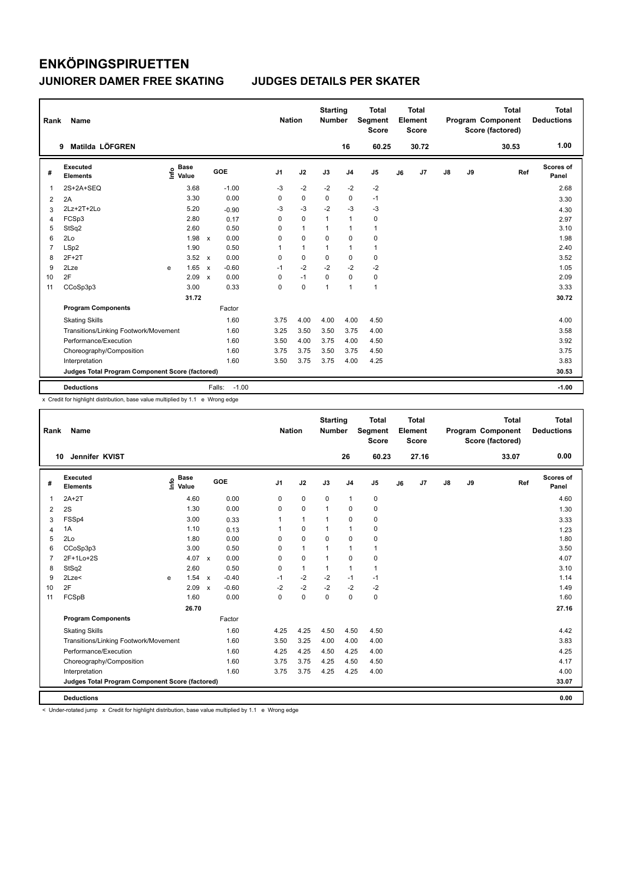# ENKÖPINGSPIRUETTEN

## JUNIORER DAMER FREE SKATING JUDGES DETAILS PER SKATER

| Rank | Name | Nation | Starting Number | Total Segment Score | Total Element Score | Total Program Component Score (factored) | Total Deductions |
|---|---|---|---|---|---|---|---|
| 9 | Matilda LÖFGREN | | 16 | 60.25 | 30.72 | 30.53 | 1.00 |

| # | Executed Elements | Info | Base Value | | GOE | J1 | J2 | J3 | J4 | J5 | J6 | J7 | J8 | J9 | Ref | Scores of Panel |
|---|---|---|---|---|---|---|---|---|---|---|---|---|---|---|---|---|
| 1 | 2S+2A+SEQ | | 3.68 | | -1.00 | -3 | -2 | -2 | -2 | -2 | | | | | | 2.68 |
| 2 | 2A | | 3.30 | | 0.00 | 0 | 0 | 0 | 0 | -1 | | | | | | 3.30 |
| 3 | 2Lz+2T+2Lo | | 5.20 | | -0.90 | -3 | -3 | -2 | -3 | -3 | | | | | | 4.30 |
| 4 | FCSp3 | | 2.80 | | 0.17 | 0 | 0 | 1 | 1 | 0 | | | | | | 2.97 |
| 5 | StSq2 | | 2.60 | | 0.50 | 0 | 1 | 1 | 1 | 1 | | | | | | 3.10 |
| 6 | 2Lo | | 1.98 | x | 0.00 | 0 | 0 | 0 | 0 | 0 | | | | | | 1.98 |
| 7 | LSp2 | | 1.90 | | 0.50 | 1 | 1 | 1 | 1 | 1 | | | | | | 2.40 |
| 8 | 2F+2T | | 3.52 | x | 0.00 | 0 | 0 | 0 | 0 | 0 | | | | | | 3.52 |
| 9 | 2Lze | e | 1.65 | x | -0.60 | -1 | -2 | -2 | -2 | -2 | | | | | | 1.05 |
| 10 | 2F | | 2.09 | x | 0.00 | 0 | -1 | 0 | 0 | 0 | | | | | | 2.09 |
| 11 | CCoSp3p3 | | 3.00 | | 0.33 | 0 | 0 | 1 | 1 | 1 | | | | | | 3.33 |
| | | | 31.72 | | | | | | | | | | | | | 30.72 |
| | **Program Components** | | | | Factor | | | | | | | | | | | |
| | Skating Skills | | | | 1.60 | 3.75 | 4.00 | 4.00 | 4.00 | 4.50 | | | | | | 4.00 |
| | Transitions/Linking Footwork/Movement | | | | 1.60 | 3.25 | 3.50 | 3.50 | 3.75 | 4.00 | | | | | | 3.58 |
| | Performance/Execution | | | | 1.60 | 3.50 | 4.00 | 3.75 | 4.00 | 4.50 | | | | | | 3.92 |
| | Choreography/Composition | | | | 1.60 | 3.75 | 3.75 | 3.50 | 3.75 | 4.50 | | | | | | 3.75 |
| | Interpretation | | | | 1.60 | 3.50 | 3.75 | 3.75 | 4.00 | 4.25 | | | | | | 3.83 |
| | **Judges Total Program Component Score (factored)** | | | | | | | | | | | | | | | 30.53 |
| | **Deductions** | | | | Falls: -1.00 | | | | | | | | | | | -1.00 |

x Credit for highlight distribution, base value multiplied by 1.1 e Wrong edge

| Rank | Name | Nation | Starting Number | Total Segment Score | Total Element Score | Total Program Component Score (factored) | Total Deductions |
|---|---|---|---|---|---|---|---|
| 10 | Jennifer KVIST | | 26 | 60.23 | 27.16 | 33.07 | 0.00 |

| # | Executed Elements | Info | Base Value | | GOE | J1 | J2 | J3 | J4 | J5 | J6 | J7 | J8 | J9 | Ref | Scores of Panel |
|---|---|---|---|---|---|---|---|---|---|---|---|---|---|---|---|---|
| 1 | 2A+2T | | 4.60 | | 0.00 | 0 | 0 | 0 | 1 | 0 | | | | | | 4.60 |
| 2 | 2S | | 1.30 | | 0.00 | 0 | 0 | 1 | 0 | 0 | | | | | | 1.30 |
| 3 | FSSp4 | | 3.00 | | 0.33 | 1 | 1 | 1 | 0 | 0 | | | | | | 3.33 |
| 4 | 1A | | 1.10 | | 0.13 | 1 | 0 | 1 | 1 | 0 | | | | | | 1.23 |
| 5 | 2Lo | | 1.80 | | 0.00 | 0 | 0 | 0 | 0 | 0 | | | | | | 1.80 |
| 6 | CCoSp3p3 | | 3.00 | | 0.50 | 0 | 1 | 1 | 1 | 1 | | | | | | 3.50 |
| 7 | 2F+1Lo+2S | | 4.07 | x | 0.00 | 0 | 0 | 1 | 0 | 0 | | | | | | 4.07 |
| 8 | StSq2 | | 2.60 | | 0.50 | 0 | 1 | 1 | 1 | 1 | | | | | | 3.10 |
| 9 | 2Lze< | e | 1.54 | x | -0.40 | -1 | -2 | -2 | -1 | -1 | | | | | | 1.14 |
| 10 | 2F | | 2.09 | x | -0.60 | -2 | -2 | -2 | -2 | -2 | | | | | | 1.49 |
| 11 | FCSpB | | 1.60 | | 0.00 | 0 | 0 | 0 | 0 | 0 | | | | | | 1.60 |
| | | | 26.70 | | | | | | | | | | | | | 27.16 |
| | **Program Components** | | | | Factor | | | | | | | | | | | |
| | Skating Skills | | | | 1.60 | 4.25 | 4.25 | 4.50 | 4.50 | 4.50 | | | | | | 4.42 |
| | Transitions/Linking Footwork/Movement | | | | 1.60 | 3.50 | 3.25 | 4.00 | 4.00 | 4.00 | | | | | | 3.83 |
| | Performance/Execution | | | | 1.60 | 4.25 | 4.25 | 4.50 | 4.25 | 4.00 | | | | | | 4.25 |
| | Choreography/Composition | | | | 1.60 | 3.75 | 3.75 | 4.25 | 4.50 | 4.50 | | | | | | 4.17 |
| | Interpretation | | | | 1.60 | 3.75 | 3.75 | 4.25 | 4.25 | 4.00 | | | | | | 4.00 |
| | **Judges Total Program Component Score (factored)** | | | | | | | | | | | | | | | 33.07 |
| | **Deductions** | | | | | | | | | | | | | | | 0.00 |

< Under-rotated jump x Credit for highlight distribution, base value multiplied by 1.1 e Wrong edge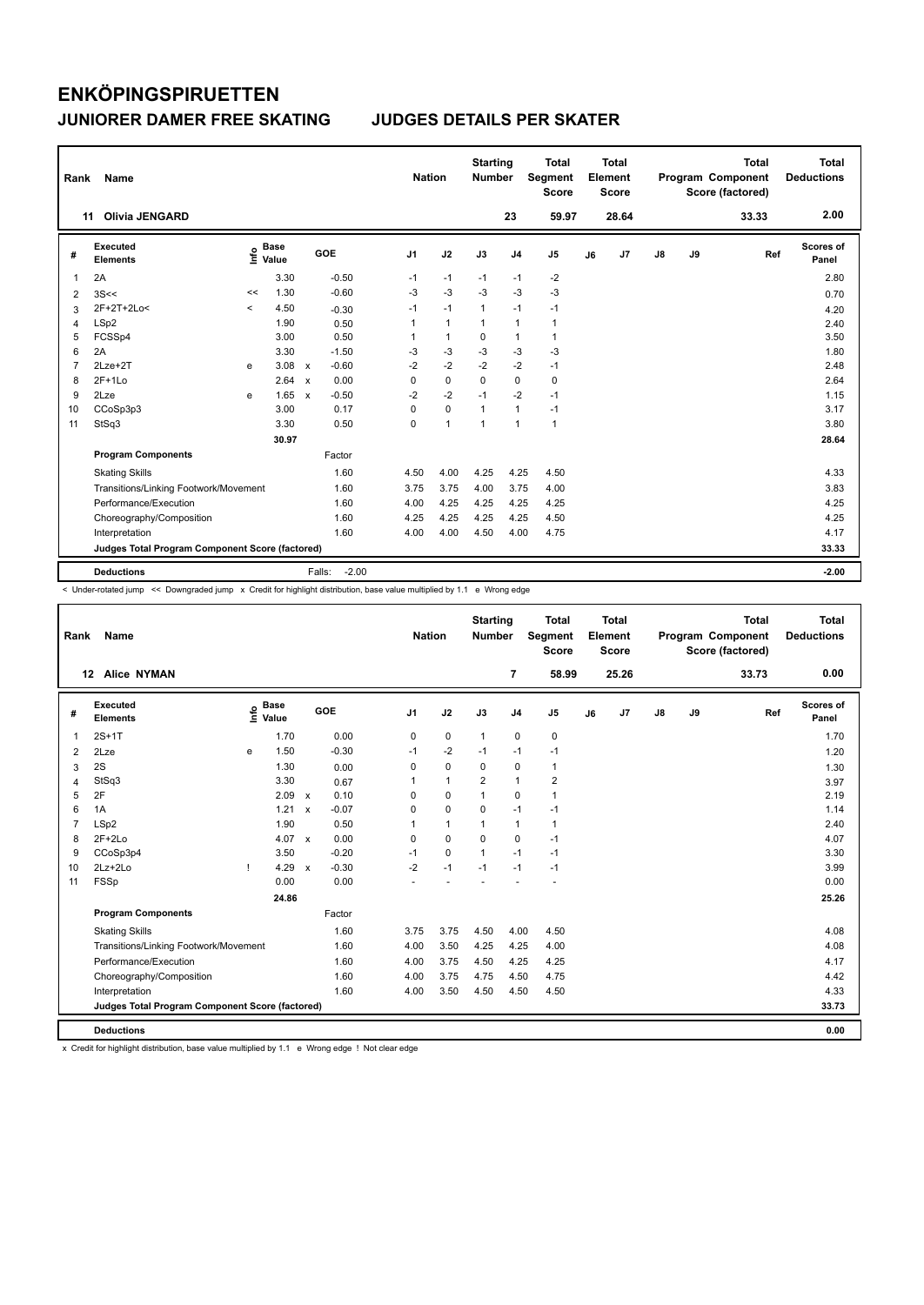# ENKÖPINGSPIRUETTEN

## JUNIORER DAMER FREE SKATING — JUDGES DETAILS PER SKATER

| Rank | Name | Nation | Starting Number | Total Segment Score | Total Element Score | Total Program Component Score (factored) | Total Deductions |
|---|---|---|---|---|---|---|---|
| 11 | Olivia JENGARD | | 23 | 59.97 | 28.64 | 33.33 | 2.00 |

| # | Executed Elements | Info | Base Value | | GOE | J1 | J2 | J3 | J4 | J5 | J6 | J7 | J8 | J9 | Ref | Scores of Panel |
|---|---|---|---|---|---|---|---|---|---|---|---|---|---|---|---|---|
| 1 | 2A | | 3.30 | | -0.50 | -1 | -1 | -1 | -1 | -2 | | | | | | 2.80 |
| 2 | 3S<< | << | 1.30 | | -0.60 | -3 | -3 | -3 | -3 | -3 | | | | | | 0.70 |
| 3 | 2F+2T+2Lo< | < | 4.50 | | -0.30 | -1 | -1 | 1 | -1 | -1 | | | | | | 4.20 |
| 4 | LSp2 | | 1.90 | | 0.50 | 1 | 1 | 1 | 1 | 1 | | | | | | 2.40 |
| 5 | FCSSp4 | | 3.00 | | 0.50 | 1 | 1 | 0 | 1 | 1 | | | | | | 3.50 |
| 6 | 2A | | 3.30 | | -1.50 | -3 | -3 | -3 | -3 | -3 | | | | | | 1.80 |
| 7 | 2Lze+2T | e | 3.08 | x | -0.60 | -2 | -2 | -2 | -2 | -1 | | | | | | 2.48 |
| 8 | 2F+1Lo | | 2.64 | x | 0.00 | 0 | 0 | 0 | 0 | 0 | | | | | | 2.64 |
| 9 | 2Lze | e | 1.65 | x | -0.50 | -2 | -2 | -1 | -2 | -1 | | | | | | 1.15 |
| 10 | CCoSp3p3 | | 3.00 | | 0.17 | 0 | 0 | 1 | 1 | -1 | | | | | | 3.17 |
| 11 | StSq3 | | 3.30 | | 0.50 | 0 | 1 | 1 | 1 | 1 | | | | | | 3.80 |
| | | | 30.97 | | | | | | | | | | | | | 28.64 |
| | **Program Components** | | | | Factor | | | | | | | | | | | |
| | Skating Skills | | | | 1.60 | 4.50 | 4.00 | 4.25 | 4.25 | 4.50 | | | | | | 4.33 |
| | Transitions/Linking Footwork/Movement | | | | 1.60 | 3.75 | 3.75 | 4.00 | 3.75 | 4.00 | | | | | | 3.83 |
| | Performance/Execution | | | | 1.60 | 4.00 | 4.25 | 4.25 | 4.25 | 4.25 | | | | | | 4.25 |
| | Choreography/Composition | | | | 1.60 | 4.25 | 4.25 | 4.25 | 4.25 | 4.50 | | | | | | 4.25 |
| | Interpretation | | | | 1.60 | 4.00 | 4.00 | 4.50 | 4.00 | 4.75 | | | | | | 4.17 |
| | **Judges Total Program Component Score (factored)** | | | | | | | | | | | | | | | 33.33 |
| | **Deductions** | | | | Falls: -2.00 | | | | | | | | | | | -2.00 |

< Under-rotated jump << Downgraded jump x Credit for highlight distribution, base value multiplied by 1.1 e Wrong edge

| Rank | Name | Nation | Starting Number | Total Segment Score | Total Element Score | Total Program Component Score (factored) | Total Deductions |
|---|---|---|---|---|---|---|---|
| 12 | Alice NYMAN | | 7 | 58.99 | 25.26 | 33.73 | 0.00 |

| # | Executed Elements | Info | Base Value | | GOE | J1 | J2 | J3 | J4 | J5 | J6 | J7 | J8 | J9 | Ref | Scores of Panel |
|---|---|---|---|---|---|---|---|---|---|---|---|---|---|---|---|---|
| 1 | 2S+1T | | 1.70 | | 0.00 | 0 | 0 | 1 | 0 | 0 | | | | | | 1.70 |
| 2 | 2Lze | e | 1.50 | | -0.30 | -1 | -2 | -1 | -1 | -1 | | | | | | 1.20 |
| 3 | 2S | | 1.30 | | 0.00 | 0 | 0 | 0 | 0 | 1 | | | | | | 1.30 |
| 4 | StSq3 | | 3.30 | | 0.67 | 1 | 1 | 2 | 1 | 2 | | | | | | 3.97 |
| 5 | 2F | | 2.09 | x | 0.10 | 0 | 0 | 1 | 0 | 1 | | | | | | 2.19 |
| 6 | 1A | | 1.21 | x | -0.07 | 0 | 0 | 0 | -1 | -1 | | | | | | 1.14 |
| 7 | LSp2 | | 1.90 | | 0.50 | 1 | 1 | 1 | 1 | 1 | | | | | | 2.40 |
| 8 | 2F+2Lo | | 4.07 | x | 0.00 | 0 | 0 | 0 | 0 | -1 | | | | | | 4.07 |
| 9 | CCoSp3p4 | | 3.50 | | -0.20 | -1 | 0 | 1 | -1 | -1 | | | | | | 3.30 |
| 10 | 2Lz+2Lo | ! | 4.29 | x | -0.30 | -2 | -1 | -1 | -1 | -1 | | | | | | 3.99 |
| 11 | FSSp | | 0.00 | | 0.00 | - | - | - | - | - | | | | | | 0.00 |
| | | | 24.86 | | | | | | | | | | | | | 25.26 |
| | **Program Components** | | | | Factor | | | | | | | | | | | |
| | Skating Skills | | | | 1.60 | 3.75 | 3.75 | 4.50 | 4.00 | 4.50 | | | | | | 4.08 |
| | Transitions/Linking Footwork/Movement | | | | 1.60 | 4.00 | 3.50 | 4.25 | 4.25 | 4.00 | | | | | | 4.08 |
| | Performance/Execution | | | | 1.60 | 4.00 | 3.75 | 4.50 | 4.25 | 4.25 | | | | | | 4.17 |
| | Choreography/Composition | | | | 1.60 | 4.00 | 3.75 | 4.75 | 4.50 | 4.75 | | | | | | 4.42 |
| | Interpretation | | | | 1.60 | 4.00 | 3.50 | 4.50 | 4.50 | 4.50 | | | | | | 4.33 |
| | **Judges Total Program Component Score (factored)** | | | | | | | | | | | | | | | 33.73 |
| | **Deductions** | | | | | | | | | | | | | | | 0.00 |

x Credit for highlight distribution, base value multiplied by 1.1 e Wrong edge ! Not clear edge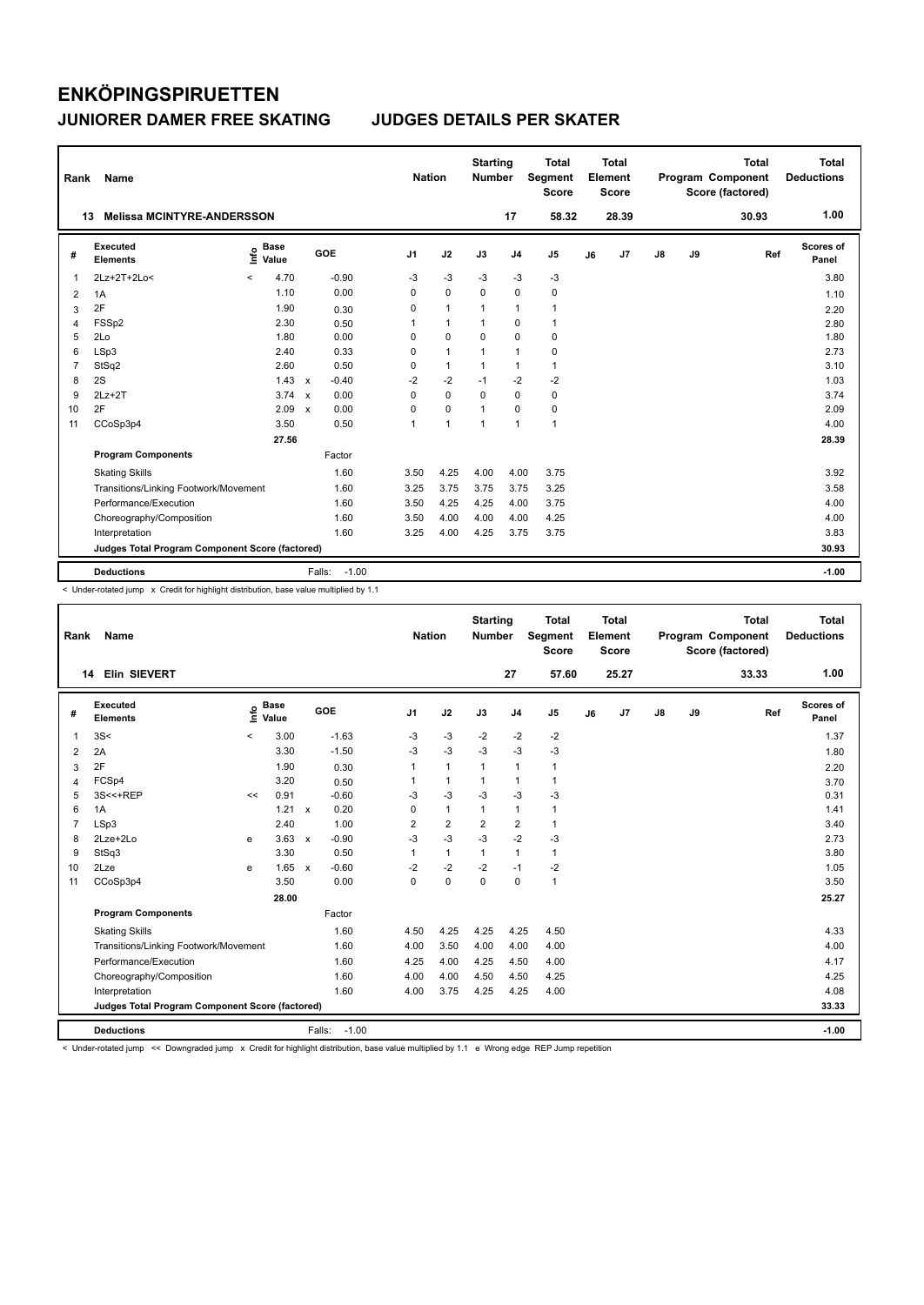# ENKÖPINGSPIRUETTEN

## JUNIORER DAMER FREE SKATING — JUDGES DETAILS PER SKATER

| Rank | Name | Nation | Starting Number | Total Segment Score | Total Element Score | Total Program Component Score (factored) | Total Deductions |
|---|---|---|---|---|---|---|---|
| 13 | Melissa MCINTYRE-ANDERSSON | | 17 | 58.32 | 28.39 | 30.93 | 1.00 |

| # | Executed Elements | Info | Base Value | | GOE | J1 | J2 | J3 | J4 | J5 | J6 | J7 | J8 | J9 | Ref | Scores of Panel |
|---|---|---|---|---|---|---|---|---|---|---|---|---|---|---|---|---|
| 1 | 2Lz+2T+2Lo< | < | 4.70 | | -0.90 | -3 | -3 | -3 | -3 | -3 | | | | | | 3.80 |
| 2 | 1A | | 1.10 | | 0.00 | 0 | 0 | 0 | 0 | 0 | | | | | | 1.10 |
| 3 | 2F | | 1.90 | | 0.30 | 0 | 1 | 1 | 1 | 1 | | | | | | 2.20 |
| 4 | FSSp2 | | 2.30 | | 0.50 | 1 | 1 | 1 | 0 | 1 | | | | | | 2.80 |
| 5 | 2Lo | | 1.80 | | 0.00 | 0 | 0 | 0 | 0 | 0 | | | | | | 1.80 |
| 6 | LSp3 | | 2.40 | | 0.33 | 0 | 1 | 1 | 1 | 0 | | | | | | 2.73 |
| 7 | StSq2 | | 2.60 | | 0.50 | 0 | 1 | 1 | 1 | 1 | | | | | | 3.10 |
| 8 | 2S | | 1.43 | x | -0.40 | -2 | -2 | -1 | -2 | -2 | | | | | | 1.03 |
| 9 | 2Lz+2T | | 3.74 | x | 0.00 | 0 | 0 | 0 | 0 | 0 | | | | | | 3.74 |
| 10 | 2F | | 2.09 | x | 0.00 | 0 | 0 | 1 | 0 | 0 | | | | | | 2.09 |
| 11 | CCoSp3p4 | | 3.50 | | 0.50 | 1 | 1 | 1 | 1 | 1 | | | | | | 4.00 |
| | | | 27.56 | | | | | | | | | | | | | 28.39 |
| | **Program Components** | | | | Factor | | | | | | | | | | | |
| | Skating Skills | | | | 1.60 | 3.50 | 4.25 | 4.00 | 4.00 | 3.75 | | | | | | 3.92 |
| | Transitions/Linking Footwork/Movement | | | | 1.60 | 3.25 | 3.75 | 3.75 | 3.75 | 3.25 | | | | | | 3.58 |
| | Performance/Execution | | | | 1.60 | 3.50 | 4.25 | 4.25 | 4.00 | 3.75 | | | | | | 4.00 |
| | Choreography/Composition | | | | 1.60 | 3.50 | 4.00 | 4.00 | 4.00 | 4.25 | | | | | | 4.00 |
| | Interpretation | | | | 1.60 | 3.25 | 4.00 | 4.25 | 3.75 | 3.75 | | | | | | 3.83 |
| | **Judges Total Program Component Score (factored)** | | | | | | | | | | | | | | | 30.93 |
| | **Deductions** | | | | Falls: -1.00 | | | | | | | | | | | -1.00 |

< Under-rotated jump x Credit for highlight distribution, base value multiplied by 1.1

| Rank | Name | Nation | Starting Number | Total Segment Score | Total Element Score | Total Program Component Score (factored) | Total Deductions |
|---|---|---|---|---|---|---|---|
| 14 | Elin SIEVERT | | 27 | 57.60 | 25.27 | 33.33 | 1.00 |

| # | Executed Elements | Info | Base Value | | GOE | J1 | J2 | J3 | J4 | J5 | J6 | J7 | J8 | J9 | Ref | Scores of Panel |
|---|---|---|---|---|---|---|---|---|---|---|---|---|---|---|---|---|
| 1 | 3S< | < | 3.00 | | -1.63 | -3 | -3 | -2 | -2 | -2 | | | | | | 1.37 |
| 2 | 2A | | 3.30 | | -1.50 | -3 | -3 | -3 | -3 | -3 | | | | | | 1.80 |
| 3 | 2F | | 1.90 | | 0.30 | 1 | 1 | 1 | 1 | 1 | | | | | | 2.20 |
| 4 | FCSp4 | | 3.20 | | 0.50 | 1 | 1 | 1 | 1 | 1 | | | | | | 3.70 |
| 5 | 3S<<+REP | << | 0.91 | | -0.60 | -3 | -3 | -3 | -3 | -3 | | | | | | 0.31 |
| 6 | 1A | | 1.21 | x | 0.20 | 0 | 1 | 1 | 1 | 1 | | | | | | 1.41 |
| 7 | LSp3 | | 2.40 | | 1.00 | 2 | 2 | 2 | 2 | 1 | | | | | | 3.40 |
| 8 | 2Lze+2Lo | e | 3.63 | x | -0.90 | -3 | -3 | -3 | -2 | -3 | | | | | | 2.73 |
| 9 | StSq3 | | 3.30 | | 0.50 | 1 | 1 | 1 | 1 | 1 | | | | | | 3.80 |
| 10 | 2Lze | e | 1.65 | x | -0.60 | -2 | -2 | -2 | -1 | -2 | | | | | | 1.05 |
| 11 | CCoSp3p4 | | 3.50 | | 0.00 | 0 | 0 | 0 | 0 | 1 | | | | | | 3.50 |
| | | | 28.00 | | | | | | | | | | | | | 25.27 |
| | **Program Components** | | | | Factor | | | | | | | | | | | |
| | Skating Skills | | | | 1.60 | 4.50 | 4.25 | 4.25 | 4.25 | 4.50 | | | | | | 4.33 |
| | Transitions/Linking Footwork/Movement | | | | 1.60 | 4.00 | 3.50 | 4.00 | 4.00 | 4.00 | | | | | | 4.00 |
| | Performance/Execution | | | | 1.60 | 4.25 | 4.00 | 4.25 | 4.50 | 4.00 | | | | | | 4.17 |
| | Choreography/Composition | | | | 1.60 | 4.00 | 4.00 | 4.50 | 4.50 | 4.25 | | | | | | 4.25 |
| | Interpretation | | | | 1.60 | 4.00 | 3.75 | 4.25 | 4.25 | 4.00 | | | | | | 4.08 |
| | **Judges Total Program Component Score (factored)** | | | | | | | | | | | | | | | 33.33 |
| | **Deductions** | | | | Falls: -1.00 | | | | | | | | | | | -1.00 |

< Under-rotated jump << Downgraded jump x Credit for highlight distribution, base value multiplied by 1.1 e Wrong edge REP Jump repetition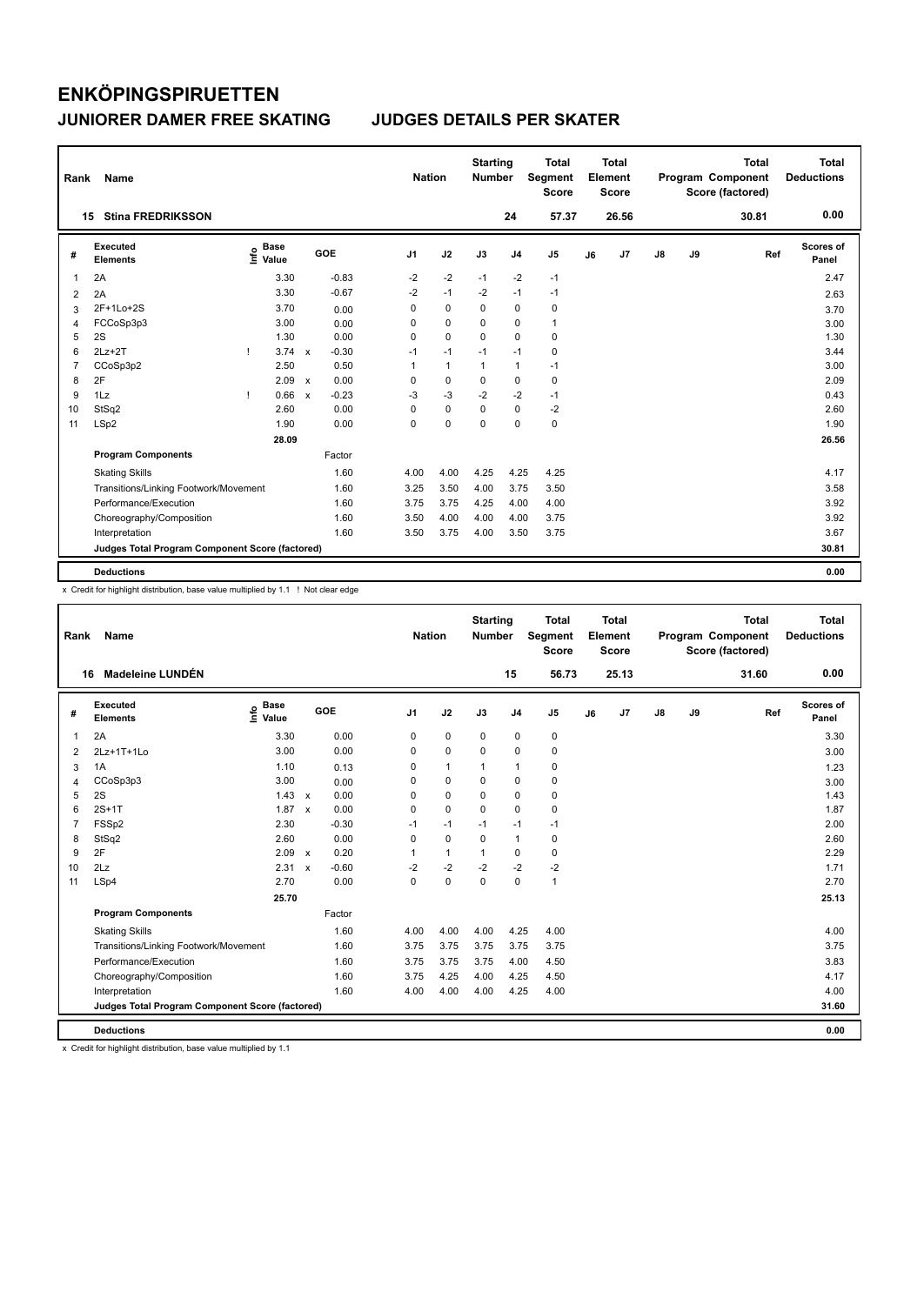# ENKÖPINGSPIRUETTEN

## JUNIORER DAMER FREE SKATING — JUDGES DETAILS PER SKATER

| Rank | Name | Nation | Starting Number | Total Segment Score | Total Element Score | Total Program Component Score (factored) | Total Deductions |
|---|---|---|---|---|---|---|---|
| 15 | Stina FREDRIKSSON | | 24 | 57.37 | 26.56 | 30.81 | 0.00 |

| # | Executed Elements | Info | Base Value | | GOE | J1 | J2 | J3 | J4 | J5 | J6 | J7 | J8 | J9 | Ref | Scores of Panel |
|---|---|---|---|---|---|---|---|---|---|---|---|---|---|---|---|---|
| 1 | 2A | | 3.30 | | -0.83 | -2 | -2 | -1 | -2 | -1 | | | | | | 2.47 |
| 2 | 2A | | 3.30 | | -0.67 | -2 | -1 | -2 | -1 | -1 | | | | | | 2.63 |
| 3 | 2F+1Lo+2S | | 3.70 | | 0.00 | 0 | 0 | 0 | 0 | 0 | | | | | | 3.70 |
| 4 | FCCoSp3p3 | | 3.00 | | 0.00 | 0 | 0 | 0 | 0 | 1 | | | | | | 3.00 |
| 5 | 2S | | 1.30 | | 0.00 | 0 | 0 | 0 | 0 | 0 | | | | | | 1.30 |
| 6 | 2Lz+2T | ! | 3.74 | x | -0.30 | -1 | -1 | -1 | -1 | 0 | | | | | | 3.44 |
| 7 | CCoSp3p2 | | 2.50 | | 0.50 | 1 | 1 | 1 | 1 | -1 | | | | | | 3.00 |
| 8 | 2F | | 2.09 | x | 0.00 | 0 | 0 | 0 | 0 | 0 | | | | | | 2.09 |
| 9 | 1Lz | ! | 0.66 | x | -0.23 | -3 | -3 | -2 | -2 | -1 | | | | | | 0.43 |
| 10 | StSq2 | | 2.60 | | 0.00 | 0 | 0 | 0 | 0 | -2 | | | | | | 2.60 |
| 11 | LSp2 | | 1.90 | | 0.00 | 0 | 0 | 0 | 0 | 0 | | | | | | 1.90 |
| | | | 28.09 | | | | | | | | | | | | | 26.56 |
| | **Program Components** | | | | Factor | | | | | | | | | | | |
| | Skating Skills | | | | 1.60 | 4.00 | 4.00 | 4.25 | 4.25 | 4.25 | | | | | | 4.17 |
| | Transitions/Linking Footwork/Movement | | | | 1.60 | 3.25 | 3.50 | 4.00 | 3.75 | 3.50 | | | | | | 3.58 |
| | Performance/Execution | | | | 1.60 | 3.75 | 3.75 | 4.25 | 4.00 | 4.00 | | | | | | 3.92 |
| | Choreography/Composition | | | | 1.60 | 3.50 | 4.00 | 4.00 | 4.00 | 3.75 | | | | | | 3.92 |
| | Interpretation | | | | 1.60 | 3.50 | 3.75 | 4.00 | 3.50 | 3.75 | | | | | | 3.67 |
| | **Judges Total Program Component Score (factored)** | | | | | | | | | | | | | | | 30.81 |
| | **Deductions** | | | | | | | | | | | | | | | 0.00 |

x Credit for highlight distribution, base value multiplied by 1.1 ! Not clear edge

| Rank | Name | Nation | Starting Number | Total Segment Score | Total Element Score | Total Program Component Score (factored) | Total Deductions |
|---|---|---|---|---|---|---|---|
| 16 | Madeleine LUNDÉN | | 15 | 56.73 | 25.13 | 31.60 | 0.00 |

| # | Executed Elements | Info | Base Value | | GOE | J1 | J2 | J3 | J4 | J5 | J6 | J7 | J8 | J9 | Ref | Scores of Panel |
|---|---|---|---|---|---|---|---|---|---|---|---|---|---|---|---|---|
| 1 | 2A | | 3.30 | | 0.00 | 0 | 0 | 0 | 0 | 0 | | | | | | 3.30 |
| 2 | 2Lz+1T+1Lo | | 3.00 | | 0.00 | 0 | 0 | 0 | 0 | 0 | | | | | | 3.00 |
| 3 | 1A | | 1.10 | | 0.13 | 0 | 1 | 1 | 1 | 0 | | | | | | 1.23 |
| 4 | CCoSp3p3 | | 3.00 | | 0.00 | 0 | 0 | 0 | 0 | 0 | | | | | | 3.00 |
| 5 | 2S | | 1.43 | x | 0.00 | 0 | 0 | 0 | 0 | 0 | | | | | | 1.43 |
| 6 | 2S+1T | | 1.87 | x | 0.00 | 0 | 0 | 0 | 0 | 0 | | | | | | 1.87 |
| 7 | FSSp2 | | 2.30 | | -0.30 | -1 | -1 | -1 | -1 | -1 | | | | | | 2.00 |
| 8 | StSq2 | | 2.60 | | 0.00 | 0 | 0 | 0 | 1 | 0 | | | | | | 2.60 |
| 9 | 2F | | 2.09 | x | 0.20 | 1 | 1 | 1 | 0 | 0 | | | | | | 2.29 |
| 10 | 2Lz | | 2.31 | x | -0.60 | -2 | -2 | -2 | -2 | -2 | | | | | | 1.71 |
| 11 | LSp4 | | 2.70 | | 0.00 | 0 | 0 | 0 | 0 | 1 | | | | | | 2.70 |
| | | | 25.70 | | | | | | | | | | | | | 25.13 |
| | **Program Components** | | | | Factor | | | | | | | | | | | |
| | Skating Skills | | | | 1.60 | 4.00 | 4.00 | 4.00 | 4.25 | 4.00 | | | | | | 4.00 |
| | Transitions/Linking Footwork/Movement | | | | 1.60 | 3.75 | 3.75 | 3.75 | 3.75 | 3.75 | | | | | | 3.75 |
| | Performance/Execution | | | | 1.60 | 3.75 | 3.75 | 3.75 | 4.00 | 4.50 | | | | | | 3.83 |
| | Choreography/Composition | | | | 1.60 | 3.75 | 4.25 | 4.00 | 4.25 | 4.50 | | | | | | 4.17 |
| | Interpretation | | | | 1.60 | 4.00 | 4.00 | 4.00 | 4.25 | 4.00 | | | | | | 4.00 |
| | **Judges Total Program Component Score (factored)** | | | | | | | | | | | | | | | 31.60 |
| | **Deductions** | | | | | | | | | | | | | | | 0.00 |

x Credit for highlight distribution, base value multiplied by 1.1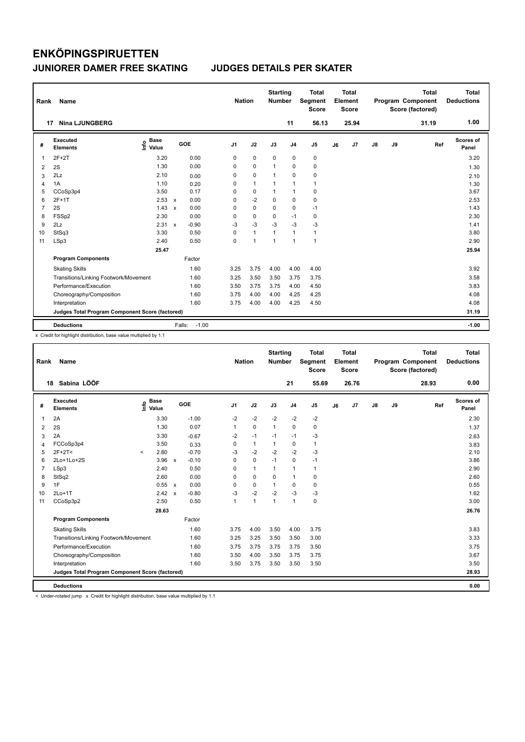# ENKÖPINGSPIRUETTEN

## JUNIORER DAMER FREE SKATING    JUDGES DETAILS PER SKATER

| Rank | Name | Nation | Starting Number | Total Segment Score | Total Element Score | Total Program Component Score (factored) | Total Deductions |
|---|---|---|---|---|---|---|---|
| 17 | Nina LJUNGBERG | | 11 | 56.13 | 25.94 | 31.19 | 1.00 |

| # | Executed Elements | Info | Base Value | | GOE | J1 | J2 | J3 | J4 | J5 | J6 | J7 | J8 | J9 | Ref | Scores of Panel |
|---|---|---|---|---|---|---|---|---|---|---|---|---|---|---|---|---|
| 1 | 2F+2T | | 3.20 | | 0.00 | 0 | 0 | 0 | 0 | 0 | | | | | | 3.20 |
| 2 | 2S | | 1.30 | | 0.00 | 0 | 0 | 1 | 0 | 0 | | | | | | 1.30 |
| 3 | 2Lz | | 2.10 | | 0.00 | 0 | 0 | 1 | 0 | 0 | | | | | | 2.10 |
| 4 | 1A | | 1.10 | | 0.20 | 0 | 1 | 1 | 1 | 1 | | | | | | 1.30 |
| 5 | CCoSp3p4 | | 3.50 | | 0.17 | 0 | 0 | 1 | 1 | 0 | | | | | | 3.67 |
| 6 | 2F+1T | | 2.53 | x | 0.00 | 0 | -2 | 0 | 0 | 0 | | | | | | 2.53 |
| 7 | 2S | | 1.43 | x | 0.00 | 0 | 0 | 0 | 0 | -1 | | | | | | 1.43 |
| 8 | FSSp2 | | 2.30 | | 0.00 | 0 | 0 | 0 | -1 | 0 | | | | | | 2.30 |
| 9 | 2Lz | | 2.31 | x | -0.90 | -3 | -3 | -3 | -3 | -3 | | | | | | 1.41 |
| 10 | StSq3 | | 3.30 | | 0.50 | 0 | 1 | 1 | 1 | 1 | | | | | | 3.80 |
| 11 | LSp3 | | 2.40 | | 0.50 | 0 | 1 | 1 | 1 | 1 | | | | | | 2.90 |
| | | | 25.47 | | | | | | | | | | | | | 25.94 |
| | **Program Components** | | | | Factor | | | | | | | | | | | |
| | Skating Skills | | | | 1.60 | 3.25 | 3.75 | 4.00 | 4.00 | 4.00 | | | | | | 3.92 |
| | Transitions/Linking Footwork/Movement | | | | 1.60 | 3.25 | 3.50 | 3.50 | 3.75 | 3.75 | | | | | | 3.58 |
| | Performance/Execution | | | | 1.60 | 3.50 | 3.75 | 3.75 | 4.00 | 4.50 | | | | | | 3.83 |
| | Choreography/Composition | | | | 1.60 | 3.75 | 4.00 | 4.00 | 4.25 | 4.25 | | | | | | 4.08 |
| | Interpretation | | | | 1.60 | 3.75 | 4.00 | 4.00 | 4.25 | 4.50 | | | | | | 4.08 |
| | **Judges Total Program Component Score (factored)** | | | | | | | | | | | | | | | 31.19 |
| | **Deductions** | | | | Falls: -1.00 | | | | | | | | | | | -1.00 |

x Credit for highlight distribution, base value multiplied by 1.1

| Rank | Name | Nation | Starting Number | Total Segment Score | Total Element Score | Total Program Component Score (factored) | Total Deductions |
|---|---|---|---|---|---|---|---|
| 18 | Sabina LÖÖF | | 21 | 55.69 | 26.76 | 28.93 | 0.00 |

| # | Executed Elements | Info | Base Value | | GOE | J1 | J2 | J3 | J4 | J5 | J6 | J7 | J8 | J9 | Ref | Scores of Panel |
|---|---|---|---|---|---|---|---|---|---|---|---|---|---|---|---|---|
| 1 | 2A | | 3.30 | | -1.00 | -2 | -2 | -2 | -2 | -2 | | | | | | 2.30 |
| 2 | 2S | | 1.30 | | 0.07 | 1 | 0 | 1 | 0 | 0 | | | | | | 1.37 |
| 3 | 2A | | 3.30 | | -0.67 | -2 | -1 | -1 | -1 | -3 | | | | | | 2.63 |
| 4 | FCCoSp3p4 | | 3.50 | | 0.33 | 0 | 1 | 1 | 0 | 1 | | | | | | 3.83 |
| 5 | 2F+2T< | < | 2.80 | | -0.70 | -3 | -2 | -2 | -2 | -3 | | | | | | 2.10 |
| 6 | 2Lo+1Lo+2S | | 3.96 | x | -0.10 | 0 | 0 | -1 | 0 | -1 | | | | | | 3.86 |
| 7 | LSp3 | | 2.40 | | 0.50 | 0 | 1 | 1 | 1 | 1 | | | | | | 2.90 |
| 8 | StSq2 | | 2.60 | | 0.00 | 0 | 0 | 0 | 1 | 0 | | | | | | 2.60 |
| 9 | 1F | | 0.55 | x | 0.00 | 0 | 0 | 1 | 0 | 0 | | | | | | 0.55 |
| 10 | 2Lo+1T | | 2.42 | x | -0.80 | -3 | -2 | -2 | -3 | -3 | | | | | | 1.62 |
| 11 | CCoSp3p2 | | 2.50 | | 0.50 | 1 | 1 | 1 | 1 | 0 | | | | | | 3.00 |
| | | | 28.63 | | | | | | | | | | | | | 26.76 |
| | **Program Components** | | | | Factor | | | | | | | | | | | |
| | Skating Skills | | | | 1.60 | 3.75 | 4.00 | 3.50 | 4.00 | 3.75 | | | | | | 3.83 |
| | Transitions/Linking Footwork/Movement | | | | 1.60 | 3.25 | 3.25 | 3.50 | 3.50 | 3.00 | | | | | | 3.33 |
| | Performance/Execution | | | | 1.60 | 3.75 | 3.75 | 3.75 | 3.75 | 3.50 | | | | | | 3.75 |
| | Choreography/Composition | | | | 1.60 | 3.50 | 4.00 | 3.50 | 3.75 | 3.75 | | | | | | 3.67 |
| | Interpretation | | | | 1.60 | 3.50 | 3.75 | 3.50 | 3.50 | 3.50 | | | | | | 3.50 |
| | **Judges Total Program Component Score (factored)** | | | | | | | | | | | | | | | 28.93 |
| | **Deductions** | | | | | | | | | | | | | | | 0.00 |

< Under-rotated jump x Credit for highlight distribution, base value multiplied by 1.1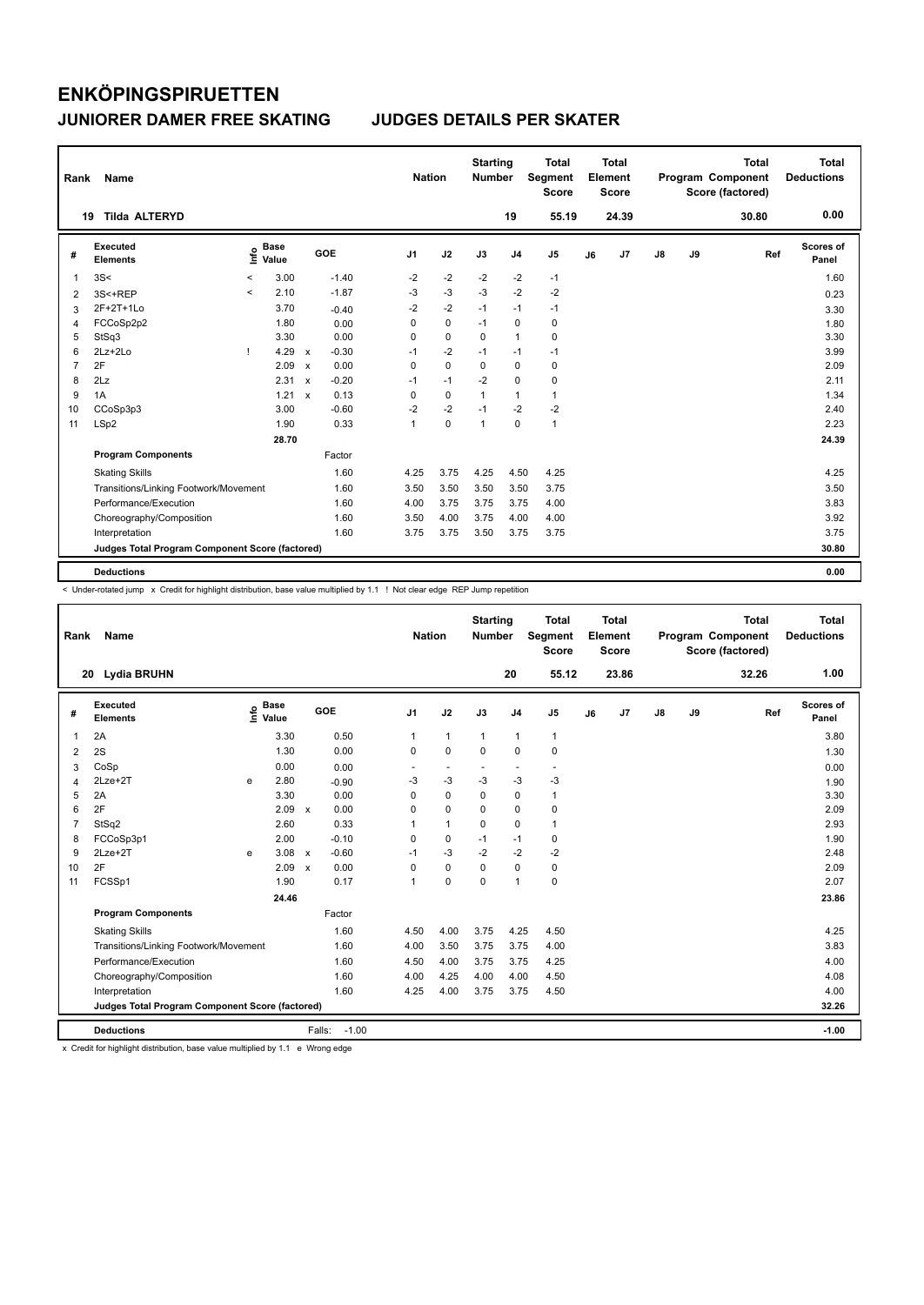# ENKÖPINGSPIRUETTEN

## JUNIORER DAMER FREE SKATING JUDGES DETAILS PER SKATER

| Rank | Name | Nation | Starting Number | Total Segment Score | Total Element Score | Total Program Component Score (factored) | Total Deductions |
|---|---|---|---|---|---|---|---|
| 19 | Tilda ALTERYD | | 19 | 55.19 | 24.39 | 30.80 | 0.00 |

| # | Executed Elements | Info | Base Value | | GOE | J1 | J2 | J3 | J4 | J5 | J6 | J7 | J8 | J9 | Ref | Scores of Panel |
|---|---|---|---|---|---|---|---|---|---|---|---|---|---|---|---|---|
| 1 | 3S< | < | 3.00 | | -1.40 | -2 | -2 | -2 | -2 | -1 | | | | | | 1.60 |
| 2 | 3S<+REP | < | 2.10 | | -1.87 | -3 | -3 | -3 | -2 | -2 | | | | | | 0.23 |
| 3 | 2F+2T+1Lo | | 3.70 | | -0.40 | -2 | -2 | -1 | -1 | -1 | | | | | | 3.30 |
| 4 | FCCoSp2p2 | | 1.80 | | 0.00 | 0 | 0 | -1 | 0 | 0 | | | | | | 1.80 |
| 5 | StSq3 | | 3.30 | | 0.00 | 0 | 0 | 0 | 1 | 0 | | | | | | 3.30 |
| 6 | 2Lz+2Lo | ! | 4.29 | x | -0.30 | -1 | -2 | -1 | -1 | -1 | | | | | | 3.99 |
| 7 | 2F | | 2.09 | x | 0.00 | 0 | 0 | 0 | 0 | 0 | | | | | | 2.09 |
| 8 | 2Lz | | 2.31 | x | -0.20 | -1 | -1 | -2 | 0 | 0 | | | | | | 2.11 |
| 9 | 1A | | 1.21 | x | 0.13 | 0 | 0 | 1 | 1 | 1 | | | | | | 1.34 |
| 10 | CCoSp3p3 | | 3.00 | | -0.60 | -2 | -2 | -1 | -2 | -2 | | | | | | 2.40 |
| 11 | LSp2 | | 1.90 | | 0.33 | 1 | 0 | 1 | 0 | 1 | | | | | | 2.23 |
| | | | 28.70 | | | | | | | | | | | | | 24.39 |
| | **Program Components** | | | | Factor | | | | | | | | | | | |
| | Skating Skills | | | | 1.60 | 4.25 | 3.75 | 4.25 | 4.50 | 4.25 | | | | | | 4.25 |
| | Transitions/Linking Footwork/Movement | | | | 1.60 | 3.50 | 3.50 | 3.50 | 3.50 | 3.75 | | | | | | 3.50 |
| | Performance/Execution | | | | 1.60 | 4.00 | 3.75 | 3.75 | 3.75 | 4.00 | | | | | | 3.83 |
| | Choreography/Composition | | | | 1.60 | 3.50 | 4.00 | 3.75 | 4.00 | 4.00 | | | | | | 3.92 |
| | Interpretation | | | | 1.60 | 3.75 | 3.75 | 3.50 | 3.75 | 3.75 | | | | | | 3.75 |
| | **Judges Total Program Component Score (factored)** | | | | | | | | | | | | | | | 30.80 |
| | **Deductions** | | | | | | | | | | | | | | | 0.00 |

< Under-rotated jump x Credit for highlight distribution, base value multiplied by 1.1 ! Not clear edge REP Jump repetition

| Rank | Name | Nation | Starting Number | Total Segment Score | Total Element Score | Total Program Component Score (factored) | Total Deductions |
|---|---|---|---|---|---|---|---|
| 20 | Lydia BRUHN | | 20 | 55.12 | 23.86 | 32.26 | 1.00 |

| # | Executed Elements | Info | Base Value | | GOE | J1 | J2 | J3 | J4 | J5 | J6 | J7 | J8 | J9 | Ref | Scores of Panel |
|---|---|---|---|---|---|---|---|---|---|---|---|---|---|---|---|---|
| 1 | 2A | | 3.30 | | 0.50 | 1 | 1 | 1 | 1 | 1 | | | | | | 3.80 |
| 2 | 2S | | 1.30 | | 0.00 | 0 | 0 | 0 | 0 | 0 | | | | | | 1.30 |
| 3 | CoSp | | 0.00 | | 0.00 | - | - | - | - | - | | | | | | 0.00 |
| 4 | 2Lze+2T | e | 2.80 | | -0.90 | -3 | -3 | -3 | -3 | -3 | | | | | | 1.90 |
| 5 | 2A | | 3.30 | | 0.00 | 0 | 0 | 0 | 0 | 1 | | | | | | 3.30 |
| 6 | 2F | | 2.09 | x | 0.00 | 0 | 0 | 0 | 0 | 0 | | | | | | 2.09 |
| 7 | StSq2 | | 2.60 | | 0.33 | 1 | 1 | 0 | 0 | 1 | | | | | | 2.93 |
| 8 | FCCoSp3p1 | | 2.00 | | -0.10 | 0 | 0 | -1 | -1 | 0 | | | | | | 1.90 |
| 9 | 2Lze+2T | e | 3.08 | x | -0.60 | -1 | -3 | -2 | -2 | -2 | | | | | | 2.48 |
| 10 | 2F | | 2.09 | x | 0.00 | 0 | 0 | 0 | 0 | 0 | | | | | | 2.09 |
| 11 | FCSSp1 | | 1.90 | | 0.17 | 1 | 0 | 0 | 1 | 0 | | | | | | 2.07 |
| | | | 24.46 | | | | | | | | | | | | | 23.86 |
| | **Program Components** | | | | Factor | | | | | | | | | | | |
| | Skating Skills | | | | 1.60 | 4.50 | 4.00 | 3.75 | 4.25 | 4.50 | | | | | | 4.25 |
| | Transitions/Linking Footwork/Movement | | | | 1.60 | 4.00 | 3.50 | 3.75 | 3.75 | 4.00 | | | | | | 3.83 |
| | Performance/Execution | | | | 1.60 | 4.50 | 4.00 | 3.75 | 3.75 | 4.25 | | | | | | 4.00 |
| | Choreography/Composition | | | | 1.60 | 4.00 | 4.25 | 4.00 | 4.00 | 4.50 | | | | | | 4.08 |
| | Interpretation | | | | 1.60 | 4.25 | 4.00 | 3.75 | 3.75 | 4.50 | | | | | | 4.00 |
| | **Judges Total Program Component Score (factored)** | | | | | | | | | | | | | | | 32.26 |
| | **Deductions** | | | | Falls: -1.00 | | | | | | | | | | | -1.00 |

x Credit for highlight distribution, base value multiplied by 1.1 e Wrong edge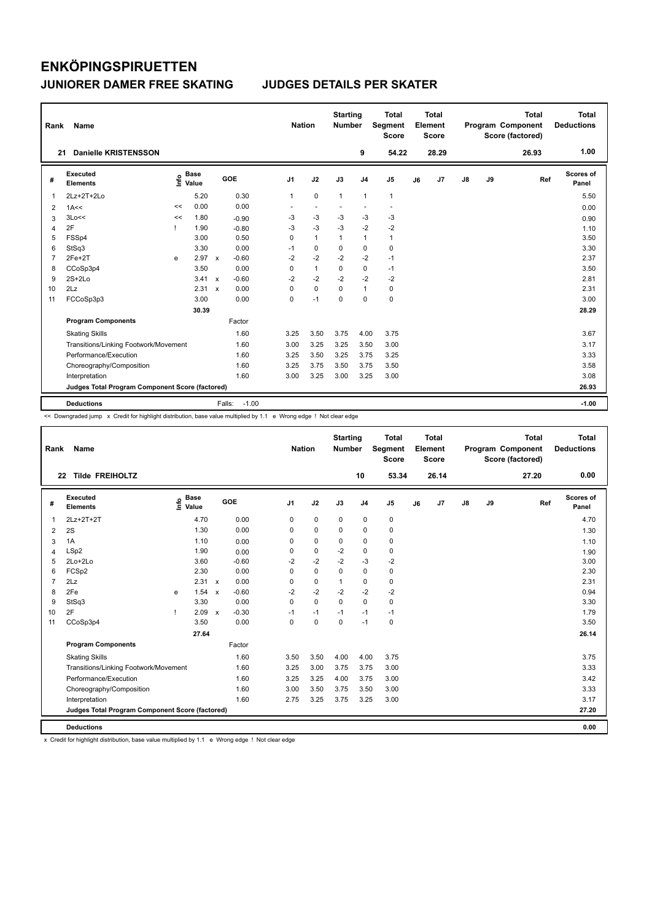# ENKÖPINGSPIRUETTEN

## JUNIORER DAMER FREE SKATING — JUDGES DETAILS PER SKATER

| Rank | Name | Nation | Starting Number | Total Segment Score | Total Element Score | Total Program Component Score (factored) | Total Deductions |
|---|---|---|---|---|---|---|---|
| 21 | Danielle KRISTENSSON | | 9 | 54.22 | 28.29 | 26.93 | 1.00 |

| # | Executed Elements | Info | Base Value | | GOE | J1 | J2 | J3 | J4 | J5 | J6 | J7 | J8 | J9 | Ref | Scores of Panel |
|---|---|---|---|---|---|---|---|---|---|---|---|---|---|---|---|---|
| 1 | 2Lz+2T+2Lo | | 5.20 | | 0.30 | 1 | 0 | 1 | 1 | 1 | | | | | | 5.50 |
| 2 | 1A<< | << | 0.00 | | 0.00 | - | - | - | - | - | | | | | | 0.00 |
| 3 | 3Lo<< | << | 1.80 | | -0.90 | -3 | -3 | -3 | -3 | -3 | | | | | | 0.90 |
| 4 | 2F | ! | 1.90 | | -0.80 | -3 | -3 | -3 | -2 | -2 | | | | | | 1.10 |
| 5 | FSSp4 | | 3.00 | | 0.50 | 0 | 1 | 1 | 1 | 1 | | | | | | 3.50 |
| 6 | StSq3 | | 3.30 | | 0.00 | -1 | 0 | 0 | 0 | 0 | | | | | | 3.30 |
| 7 | 2Fe+2T | e | 2.97 | x | -0.60 | -2 | -2 | -2 | -2 | -1 | | | | | | 2.37 |
| 8 | CCoSp3p4 | | 3.50 | | 0.00 | 0 | 1 | 0 | 0 | -1 | | | | | | 3.50 |
| 9 | 2S+2Lo | | 3.41 | x | -0.60 | -2 | -2 | -2 | -2 | -2 | | | | | | 2.81 |
| 10 | 2Lz | | 2.31 | x | 0.00 | 0 | 0 | 0 | 1 | 0 | | | | | | 2.31 |
| 11 | FCCoSp3p3 | | 3.00 | | 0.00 | 0 | -1 | 0 | 0 | 0 | | | | | | 3.00 |
| | | | 30.39 | | | | | | | | | | | | | 28.29 |
| | **Program Components** | | | | Factor | | | | | | | | | | | |
| | Skating Skills | | | | 1.60 | 3.25 | 3.50 | 3.75 | 4.00 | 3.75 | | | | | | 3.67 |
| | Transitions/Linking Footwork/Movement | | | | 1.60 | 3.00 | 3.25 | 3.25 | 3.50 | 3.00 | | | | | | 3.17 |
| | Performance/Execution | | | | 1.60 | 3.25 | 3.50 | 3.25 | 3.75 | 3.25 | | | | | | 3.33 |
| | Choreography/Composition | | | | 1.60 | 3.25 | 3.75 | 3.50 | 3.75 | 3.50 | | | | | | 3.58 |
| | Interpretation | | | | 1.60 | 3.00 | 3.25 | 3.00 | 3.25 | 3.00 | | | | | | 3.08 |
| | **Judges Total Program Component Score (factored)** | | | | | | | | | | | | | | | 26.93 |
| | **Deductions** | | | | Falls: -1.00 | | | | | | | | | | | -1.00 |

<< Downgraded jump x Credit for highlight distribution, base value multiplied by 1.1 e Wrong edge ! Not clear edge

| Rank | Name | Nation | Starting Number | Total Segment Score | Total Element Score | Total Program Component Score (factored) | Total Deductions |
|---|---|---|---|---|---|---|---|
| 22 | Tilde FREIHOLTZ | | 10 | 53.34 | 26.14 | 27.20 | 0.00 |

| # | Executed Elements | Info | Base Value | | GOE | J1 | J2 | J3 | J4 | J5 | J6 | J7 | J8 | J9 | Ref | Scores of Panel |
|---|---|---|---|---|---|---|---|---|---|---|---|---|---|---|---|---|
| 1 | 2Lz+2T+2T | | 4.70 | | 0.00 | 0 | 0 | 0 | 0 | 0 | | | | | | 4.70 |
| 2 | 2S | | 1.30 | | 0.00 | 0 | 0 | 0 | 0 | 0 | | | | | | 1.30 |
| 3 | 1A | | 1.10 | | 0.00 | 0 | 0 | 0 | 0 | 0 | | | | | | 1.10 |
| 4 | LSp2 | | 1.90 | | 0.00 | 0 | 0 | -2 | 0 | 0 | | | | | | 1.90 |
| 5 | 2Lo+2Lo | | 3.60 | | -0.60 | -2 | -2 | -2 | -3 | -2 | | | | | | 3.00 |
| 6 | FCSp2 | | 2.30 | | 0.00 | 0 | 0 | 0 | 0 | 0 | | | | | | 2.30 |
| 7 | 2Lz | | 2.31 | x | 0.00 | 0 | 0 | 1 | 0 | 0 | | | | | | 2.31 |
| 8 | 2Fe | e | 1.54 | x | -0.60 | -2 | -2 | -2 | -2 | -2 | | | | | | 0.94 |
| 9 | StSq3 | | 3.30 | | 0.00 | 0 | 0 | 0 | 0 | 0 | | | | | | 3.30 |
| 10 | 2F | ! | 2.09 | x | -0.30 | -1 | -1 | -1 | -1 | -1 | | | | | | 1.79 |
| 11 | CCoSp3p4 | | 3.50 | | 0.00 | 0 | 0 | 0 | -1 | 0 | | | | | | 3.50 |
| | | | 27.64 | | | | | | | | | | | | | 26.14 |
| | **Program Components** | | | | Factor | | | | | | | | | | | |
| | Skating Skills | | | | 1.60 | 3.50 | 3.50 | 4.00 | 4.00 | 3.75 | | | | | | 3.75 |
| | Transitions/Linking Footwork/Movement | | | | 1.60 | 3.25 | 3.00 | 3.75 | 3.75 | 3.00 | | | | | | 3.33 |
| | Performance/Execution | | | | 1.60 | 3.25 | 3.25 | 4.00 | 3.75 | 3.00 | | | | | | 3.42 |
| | Choreography/Composition | | | | 1.60 | 3.00 | 3.50 | 3.75 | 3.50 | 3.00 | | | | | | 3.33 |
| | Interpretation | | | | 1.60 | 2.75 | 3.25 | 3.75 | 3.25 | 3.00 | | | | | | 3.17 |
| | **Judges Total Program Component Score (factored)** | | | | | | | | | | | | | | | 27.20 |
| | **Deductions** | | | | | | | | | | | | | | | 0.00 |

x Credit for highlight distribution, base value multiplied by 1.1 e Wrong edge ! Not clear edge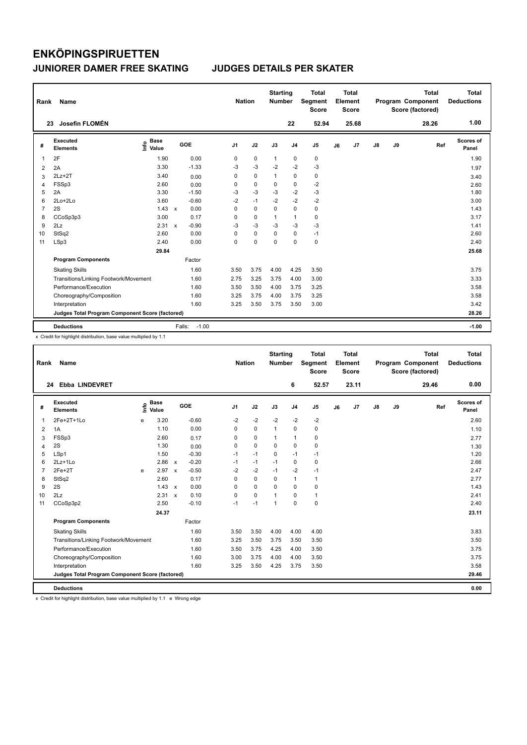# ENKÖPINGSPIRUETTEN

## JUNIORER DAMER FREE SKATING — JUDGES DETAILS PER SKATER

| Rank | Name | Nation | Starting Number | Total Segment Score | Total Element Score | Total Program Component Score (factored) | Total Deductions |
|---|---|---|---|---|---|---|---|
| 23 | Josefin FLOMÉN | | 22 | 52.94 | 25.68 | 28.26 | 1.00 |

| # | Executed Elements | Info | Base Value | | GOE | J1 | J2 | J3 | J4 | J5 | J6 | J7 | J8 | J9 | Ref | Scores of Panel |
|---|---|---|---|---|---|---|---|---|---|---|---|---|---|---|---|---|
| 1 | 2F | | 1.90 | | 0.00 | 0 | 0 | 1 | 0 | 0 | | | | | | 1.90 |
| 2 | 2A | | 3.30 | | -1.33 | -3 | -3 | -2 | -2 | -3 | | | | | | 1.97 |
| 3 | 2Lz+2T | | 3.40 | | 0.00 | 0 | 0 | 1 | 0 | 0 | | | | | | 3.40 |
| 4 | FSSp3 | | 2.60 | | 0.00 | 0 | 0 | 0 | 0 | -2 | | | | | | 2.60 |
| 5 | 2A | | 3.30 | | -1.50 | -3 | -3 | -3 | -2 | -3 | | | | | | 1.80 |
| 6 | 2Lo+2Lo | | 3.60 | | -0.60 | -2 | -1 | -2 | -2 | -2 | | | | | | 3.00 |
| 7 | 2S | | 1.43 | x | 0.00 | 0 | 0 | 0 | 0 | 0 | | | | | | 1.43 |
| 8 | CCoSp3p3 | | 3.00 | | 0.17 | 0 | 0 | 1 | 1 | 0 | | | | | | 3.17 |
| 9 | 2Lz | | 2.31 | x | -0.90 | -3 | -3 | -3 | -3 | -3 | | | | | | 1.41 |
| 10 | StSq2 | | 2.60 | | 0.00 | 0 | 0 | 0 | 0 | -1 | | | | | | 2.60 |
| 11 | LSp3 | | 2.40 | | 0.00 | 0 | 0 | 0 | 0 | 0 | | | | | | 2.40 |
| | | | 29.84 | | | | | | | | | | | | | 25.68 |
| | **Program Components** | | | | Factor | | | | | | | | | | | |
| | Skating Skills | | | | 1.60 | 3.50 | 3.75 | 4.00 | 4.25 | 3.50 | | | | | | 3.75 |
| | Transitions/Linking Footwork/Movement | | | | 1.60 | 2.75 | 3.25 | 3.75 | 4.00 | 3.00 | | | | | | 3.33 |
| | Performance/Execution | | | | 1.60 | 3.50 | 3.50 | 4.00 | 3.75 | 3.25 | | | | | | 3.58 |
| | Choreography/Composition | | | | 1.60 | 3.25 | 3.75 | 4.00 | 3.75 | 3.25 | | | | | | 3.58 |
| | Interpretation | | | | 1.60 | 3.25 | 3.50 | 3.75 | 3.50 | 3.00 | | | | | | 3.42 |
| | **Judges Total Program Component Score (factored)** | | | | | | | | | | | | | | | 28.26 |
| | **Deductions** | | | | Falls: -1.00 | | | | | | | | | | | -1.00 |

x Credit for highlight distribution, base value multiplied by 1.1

| Rank | Name | Nation | Starting Number | Total Segment Score | Total Element Score | Total Program Component Score (factored) | Total Deductions |
|---|---|---|---|---|---|---|---|
| 24 | Ebba LINDEVRET | | 6 | 52.57 | 23.11 | 29.46 | 0.00 |

| # | Executed Elements | Info | Base Value | | GOE | J1 | J2 | J3 | J4 | J5 | J6 | J7 | J8 | J9 | Ref | Scores of Panel |
|---|---|---|---|---|---|---|---|---|---|---|---|---|---|---|---|---|
| 1 | 2Fe+2T+1Lo | e | 3.20 | | -0.60 | -2 | -2 | -2 | -2 | -2 | | | | | | 2.60 |
| 2 | 1A | | 1.10 | | 0.00 | 0 | 0 | 1 | 0 | 0 | | | | | | 1.10 |
| 3 | FSSp3 | | 2.60 | | 0.17 | 0 | 0 | 1 | 1 | 0 | | | | | | 2.77 |
| 4 | 2S | | 1.30 | | 0.00 | 0 | 0 | 0 | 0 | 0 | | | | | | 1.30 |
| 5 | LSp1 | | 1.50 | | -0.30 | -1 | -1 | 0 | -1 | -1 | | | | | | 1.20 |
| 6 | 2Lz+1Lo | | 2.86 | x | -0.20 | -1 | -1 | -1 | 0 | 0 | | | | | | 2.66 |
| 7 | 2Fe+2T | e | 2.97 | x | -0.50 | -2 | -2 | -1 | -2 | -1 | | | | | | 2.47 |
| 8 | StSq2 | | 2.60 | | 0.17 | 0 | 0 | 0 | 1 | 1 | | | | | | 2.77 |
| 9 | 2S | | 1.43 | x | 0.00 | 0 | 0 | 0 | 0 | 0 | | | | | | 1.43 |
| 10 | 2Lz | | 2.31 | x | 0.10 | 0 | 0 | 1 | 0 | 1 | | | | | | 2.41 |
| 11 | CCoSp3p2 | | 2.50 | | -0.10 | -1 | -1 | 1 | 0 | 0 | | | | | | 2.40 |
| | | | 24.37 | | | | | | | | | | | | | 23.11 |
| | **Program Components** | | | | Factor | | | | | | | | | | | |
| | Skating Skills | | | | 1.60 | 3.50 | 3.50 | 4.00 | 4.00 | 4.00 | | | | | | 3.83 |
| | Transitions/Linking Footwork/Movement | | | | 1.60 | 3.25 | 3.50 | 3.75 | 3.50 | 3.50 | | | | | | 3.50 |
| | Performance/Execution | | | | 1.60 | 3.50 | 3.75 | 4.25 | 4.00 | 3.50 | | | | | | 3.75 |
| | Choreography/Composition | | | | 1.60 | 3.00 | 3.75 | 4.00 | 4.00 | 3.50 | | | | | | 3.75 |
| | Interpretation | | | | 1.60 | 3.25 | 3.50 | 4.25 | 3.75 | 3.50 | | | | | | 3.58 |
| | **Judges Total Program Component Score (factored)** | | | | | | | | | | | | | | | 29.46 |
| | **Deductions** | | | | | | | | | | | | | | | 0.00 |

x Credit for highlight distribution, base value multiplied by 1.1 e Wrong edge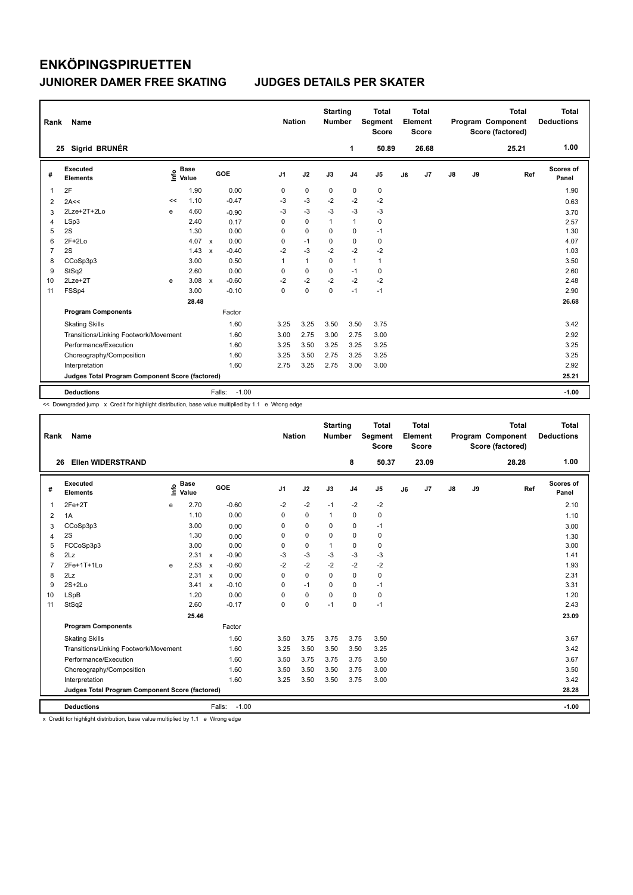# ENKÖPINGSPIRUETTEN

## JUNIORER DAMER FREE SKATING — JUDGES DETAILS PER SKATER

| Rank | Name | Nation | Starting Number | Total Segment Score | Total Element Score | Total Program Component Score (factored) | Total Deductions |
|---|---|---|---|---|---|---|---|
| 25 | Sigrid BRUNÉR | | 1 | 50.89 | 26.68 | 25.21 | 1.00 |

| # | Executed Elements | Info | Base Value | | GOE | J1 | J2 | J3 | J4 | J5 | J6 | J7 | J8 | J9 | Ref | Scores of Panel |
|---|---|---|---|---|---|---|---|---|---|---|---|---|---|---|---|---|
| 1 | 2F | | 1.90 | | 0.00 | 0 | 0 | 0 | 0 | 0 | | | | | | 1.90 |
| 2 | 2A<< | << | 1.10 | | -0.47 | -3 | -3 | -2 | -2 | -2 | | | | | | 0.63 |
| 3 | 2Lze+2T+2Lo | e | 4.60 | | -0.90 | -3 | -3 | -3 | -3 | -3 | | | | | | 3.70 |
| 4 | LSp3 | | 2.40 | | 0.17 | 0 | 0 | 1 | 1 | 0 | | | | | | 2.57 |
| 5 | 2S | | 1.30 | | 0.00 | 0 | 0 | 0 | 0 | -1 | | | | | | 1.30 |
| 6 | 2F+2Lo | | 4.07 | x | 0.00 | 0 | -1 | 0 | 0 | 0 | | | | | | 4.07 |
| 7 | 2S | | 1.43 | x | -0.40 | -2 | -3 | -2 | -2 | -2 | | | | | | 1.03 |
| 8 | CCoSp3p3 | | 3.00 | | 0.50 | 1 | 1 | 0 | 1 | 1 | | | | | | 3.50 |
| 9 | StSq2 | | 2.60 | | 0.00 | 0 | 0 | 0 | -1 | 0 | | | | | | 2.60 |
| 10 | 2Lze+2T | e | 3.08 | x | -0.60 | -2 | -2 | -2 | -2 | -2 | | | | | | 2.48 |
| 11 | FSSp4 | | 3.00 | | -0.10 | 0 | 0 | 0 | -1 | -1 | | | | | | 2.90 |
| | | | 28.48 | | | | | | | | | | | | | 26.68 |
| | **Program Components** | | | | Factor | | | | | | | | | | | |
| | Skating Skills | | | | 1.60 | 3.25 | 3.25 | 3.50 | 3.50 | 3.75 | | | | | | 3.42 |
| | Transitions/Linking Footwork/Movement | | | | 1.60 | 3.00 | 2.75 | 3.00 | 2.75 | 3.00 | | | | | | 2.92 |
| | Performance/Execution | | | | 1.60 | 3.25 | 3.50 | 3.25 | 3.25 | 3.25 | | | | | | 3.25 |
| | Choreography/Composition | | | | 1.60 | 3.25 | 3.50 | 2.75 | 3.25 | 3.25 | | | | | | 3.25 |
| | Interpretation | | | | 1.60 | 2.75 | 3.25 | 2.75 | 3.00 | 3.00 | | | | | | 2.92 |
| | **Judges Total Program Component Score (factored)** | | | | | | | | | | | | | | | 25.21 |
| | **Deductions** | | | | Falls: -1.00 | | | | | | | | | | | -1.00 |

<< Downgraded jump x Credit for highlight distribution, base value multiplied by 1.1 e Wrong edge

| Rank | Name | Nation | Starting Number | Total Segment Score | Total Element Score | Total Program Component Score (factored) | Total Deductions |
|---|---|---|---|---|---|---|---|
| 26 | Ellen WIDERSTRAND | | 8 | 50.37 | 23.09 | 28.28 | 1.00 |

| # | Executed Elements | Info | Base Value | | GOE | J1 | J2 | J3 | J4 | J5 | J6 | J7 | J8 | J9 | Ref | Scores of Panel |
|---|---|---|---|---|---|---|---|---|---|---|---|---|---|---|---|---|
| 1 | 2Fe+2T | e | 2.70 | | -0.60 | -2 | -2 | -1 | -2 | -2 | | | | | | 2.10 |
| 2 | 1A | | 1.10 | | 0.00 | 0 | 0 | 1 | 0 | 0 | | | | | | 1.10 |
| 3 | CCoSp3p3 | | 3.00 | | 0.00 | 0 | 0 | 0 | 0 | -1 | | | | | | 3.00 |
| 4 | 2S | | 1.30 | | 0.00 | 0 | 0 | 0 | 0 | 0 | | | | | | 1.30 |
| 5 | FCCoSp3p3 | | 3.00 | | 0.00 | 0 | 0 | 1 | 0 | 0 | | | | | | 3.00 |
| 6 | 2Lz | | 2.31 | x | -0.90 | -3 | -3 | -3 | -3 | -3 | | | | | | 1.41 |
| 7 | 2Fe+1T+1Lo | e | 2.53 | x | -0.60 | -2 | -2 | -2 | -2 | -2 | | | | | | 1.93 |
| 8 | 2Lz | | 2.31 | x | 0.00 | 0 | 0 | 0 | 0 | 0 | | | | | | 2.31 |
| 9 | 2S+2Lo | | 3.41 | x | -0.10 | 0 | -1 | 0 | 0 | -1 | | | | | | 3.31 |
| 10 | LSpB | | 1.20 | | 0.00 | 0 | 0 | 0 | 0 | 0 | | | | | | 1.20 |
| 11 | StSq2 | | 2.60 | | -0.17 | 0 | 0 | -1 | 0 | -1 | | | | | | 2.43 |
| | | | 25.46 | | | | | | | | | | | | | 23.09 |
| | **Program Components** | | | | Factor | | | | | | | | | | | |
| | Skating Skills | | | | 1.60 | 3.50 | 3.75 | 3.75 | 3.75 | 3.50 | | | | | | 3.67 |
| | Transitions/Linking Footwork/Movement | | | | 1.60 | 3.25 | 3.50 | 3.50 | 3.50 | 3.25 | | | | | | 3.42 |
| | Performance/Execution | | | | 1.60 | 3.50 | 3.75 | 3.75 | 3.75 | 3.50 | | | | | | 3.67 |
| | Choreography/Composition | | | | 1.60 | 3.50 | 3.50 | 3.50 | 3.75 | 3.00 | | | | | | 3.50 |
| | Interpretation | | | | 1.60 | 3.25 | 3.50 | 3.50 | 3.75 | 3.00 | | | | | | 3.42 |
| | **Judges Total Program Component Score (factored)** | | | | | | | | | | | | | | | 28.28 |
| | **Deductions** | | | | Falls: -1.00 | | | | | | | | | | | -1.00 |

x Credit for highlight distribution, base value multiplied by 1.1 e Wrong edge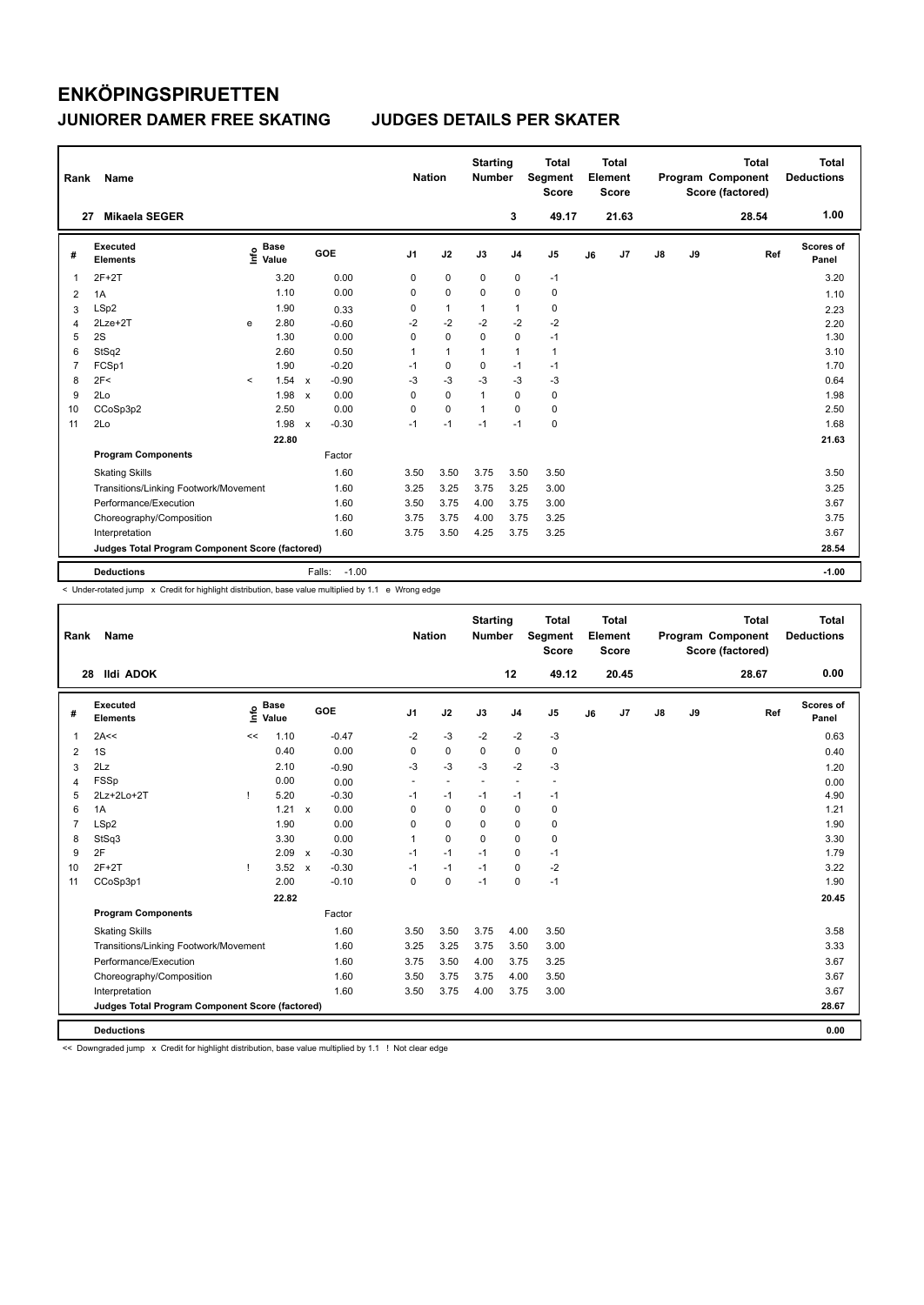# ENKÖPINGSPIRUETTEN

## JUNIORER DAMER FREE SKATING — JUDGES DETAILS PER SKATER

| Rank | Name | Nation | Starting Number | Total Segment Score | Total Element Score | Total Program Component Score (factored) | Total Deductions |
|---|---|---|---|---|---|---|---|
| 27 | Mikaela SEGER | | 3 | 49.17 | 21.63 | 28.54 | 1.00 |

| # | Executed Elements | Info | Base Value | | GOE | J1 | J2 | J3 | J4 | J5 | J6 | J7 | J8 | J9 | Ref | Scores of Panel |
|---|---|---|---|---|---|---|---|---|---|---|---|---|---|---|---|---|
| 1 | 2F+2T | | 3.20 | | 0.00 | 0 | 0 | 0 | 0 | -1 | | | | | | 3.20 |
| 2 | 1A | | 1.10 | | 0.00 | 0 | 0 | 0 | 0 | 0 | | | | | | 1.10 |
| 3 | LSp2 | | 1.90 | | 0.33 | 0 | 1 | 1 | 1 | 0 | | | | | | 2.23 |
| 4 | 2Lze+2T | e | 2.80 | | -0.60 | -2 | -2 | -2 | -2 | -2 | | | | | | 2.20 |
| 5 | 2S | | 1.30 | | 0.00 | 0 | 0 | 0 | 0 | -1 | | | | | | 1.30 |
| 6 | StSq2 | | 2.60 | | 0.50 | 1 | 1 | 1 | 1 | 1 | | | | | | 3.10 |
| 7 | FCSp1 | | 1.90 | | -0.20 | -1 | 0 | 0 | -1 | -1 | | | | | | 1.70 |
| 8 | 2F< | < | 1.54 | x | -0.90 | -3 | -3 | -3 | -3 | -3 | | | | | | 0.64 |
| 9 | 2Lo | | 1.98 | x | 0.00 | 0 | 0 | 1 | 0 | 0 | | | | | | 1.98 |
| 10 | CCoSp3p2 | | 2.50 | | 0.00 | 0 | 0 | 1 | 0 | 0 | | | | | | 2.50 |
| 11 | 2Lo | | 1.98 | x | -0.30 | -1 | -1 | -1 | -1 | 0 | | | | | | 1.68 |
| | | | 22.80 | | | | | | | | | | | | | 21.63 |
| | **Program Components** | | | | Factor | | | | | | | | | | | |
| | Skating Skills | | | | 1.60 | 3.50 | 3.50 | 3.75 | 3.50 | 3.50 | | | | | | 3.50 |
| | Transitions/Linking Footwork/Movement | | | | 1.60 | 3.25 | 3.25 | 3.75 | 3.25 | 3.00 | | | | | | 3.25 |
| | Performance/Execution | | | | 1.60 | 3.50 | 3.75 | 4.00 | 3.75 | 3.00 | | | | | | 3.67 |
| | Choreography/Composition | | | | 1.60 | 3.75 | 3.75 | 4.00 | 3.75 | 3.25 | | | | | | 3.75 |
| | Interpretation | | | | 1.60 | 3.75 | 3.50 | 4.25 | 3.75 | 3.25 | | | | | | 3.67 |
| | **Judges Total Program Component Score (factored)** | | | | | | | | | | | | | | | 28.54 |
| | **Deductions** | | | | Falls: -1.00 | | | | | | | | | | | -1.00 |

< Under-rotated jump x Credit for highlight distribution, base value multiplied by 1.1 e Wrong edge

| Rank | Name | Nation | Starting Number | Total Segment Score | Total Element Score | Total Program Component Score (factored) | Total Deductions |
|---|---|---|---|---|---|---|---|
| 28 | Ildi ADOK | | 12 | 49.12 | 20.45 | 28.67 | 0.00 |

| # | Executed Elements | Info | Base Value | | GOE | J1 | J2 | J3 | J4 | J5 | J6 | J7 | J8 | J9 | Ref | Scores of Panel |
|---|---|---|---|---|---|---|---|---|---|---|---|---|---|---|---|---|
| 1 | 2A<< | << | 1.10 | | -0.47 | -2 | -3 | -2 | -2 | -3 | | | | | | 0.63 |
| 2 | 1S | | 0.40 | | 0.00 | 0 | 0 | 0 | 0 | 0 | | | | | | 0.40 |
| 3 | 2Lz | | 2.10 | | -0.90 | -3 | -3 | -3 | -2 | -3 | | | | | | 1.20 |
| 4 | FSSp | | 0.00 | | 0.00 | - | - | - | - | - | | | | | | 0.00 |
| 5 | 2Lz+2Lo+2T | ! | 5.20 | | -0.30 | -1 | -1 | -1 | -1 | -1 | | | | | | 4.90 |
| 6 | 1A | | 1.21 | x | 0.00 | 0 | 0 | 0 | 0 | 0 | | | | | | 1.21 |
| 7 | LSp2 | | 1.90 | | 0.00 | 0 | 0 | 0 | 0 | 0 | | | | | | 1.90 |
| 8 | StSq3 | | 3.30 | | 0.00 | 1 | 0 | 0 | 0 | 0 | | | | | | 3.30 |
| 9 | 2F | | 2.09 | x | -0.30 | -1 | -1 | -1 | 0 | -1 | | | | | | 1.79 |
| 10 | 2F+2T | ! | 3.52 | x | -0.30 | -1 | -1 | -1 | 0 | -2 | | | | | | 3.22 |
| 11 | CCoSp3p1 | | 2.00 | | -0.10 | 0 | 0 | -1 | 0 | -1 | | | | | | 1.90 |
| | | | 22.82 | | | | | | | | | | | | | 20.45 |
| | **Program Components** | | | | Factor | | | | | | | | | | | |
| | Skating Skills | | | | 1.60 | 3.50 | 3.50 | 3.75 | 4.00 | 3.50 | | | | | | 3.58 |
| | Transitions/Linking Footwork/Movement | | | | 1.60 | 3.25 | 3.25 | 3.75 | 3.50 | 3.00 | | | | | | 3.33 |
| | Performance/Execution | | | | 1.60 | 3.75 | 3.50 | 4.00 | 3.75 | 3.25 | | | | | | 3.67 |
| | Choreography/Composition | | | | 1.60 | 3.50 | 3.75 | 3.75 | 4.00 | 3.50 | | | | | | 3.67 |
| | Interpretation | | | | 1.60 | 3.50 | 3.75 | 4.00 | 3.75 | 3.00 | | | | | | 3.67 |
| | **Judges Total Program Component Score (factored)** | | | | | | | | | | | | | | | 28.67 |
| | **Deductions** | | | | | | | | | | | | | | | 0.00 |

<< Downgraded jump x Credit for highlight distribution, base value multiplied by 1.1 ! Not clear edge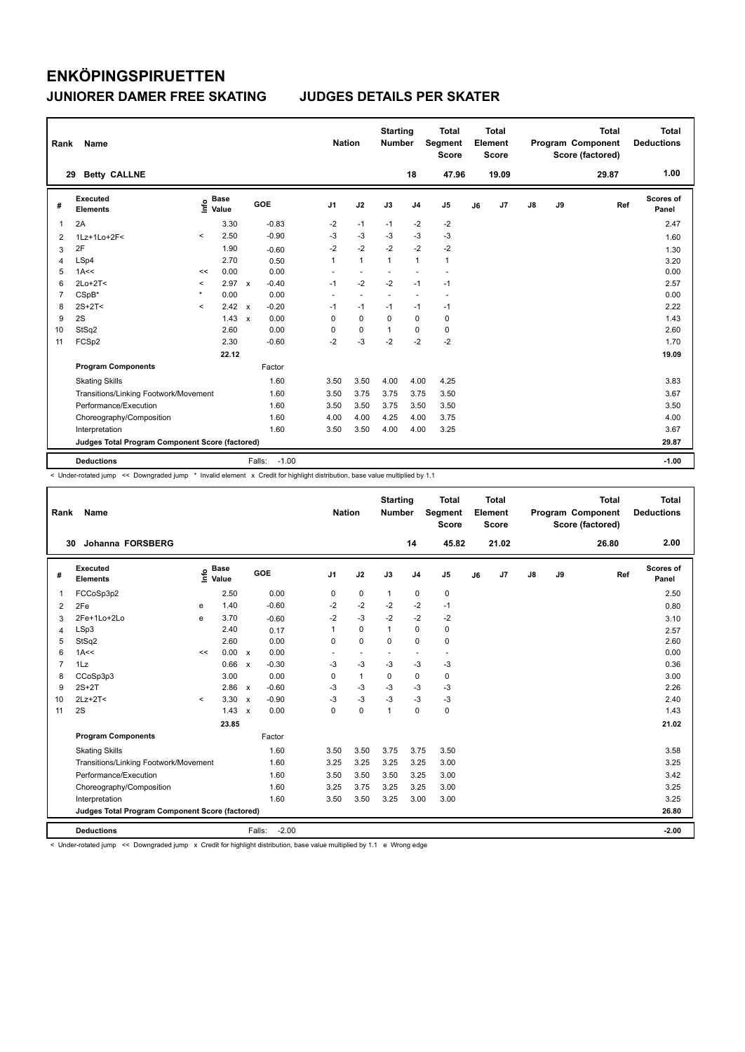# ENKÖPINGSPIRUETTEN

## JUNIORER DAMER FREE SKATING JUDGES DETAILS PER SKATER

| Rank | Name | Nation | Starting Number | Total Segment Score | Total Element Score | Total Program Component Score (factored) | Total Deductions |
|---|---|---|---|---|---|---|---|
| 29 | Betty CALLNE | | 18 | 47.96 | 19.09 | 29.87 | 1.00 |

| # | Executed Elements | Info | Base Value | | GOE | J1 | J2 | J3 | J4 | J5 | J6 | J7 | J8 | J9 | Ref | Scores of Panel |
|---|---|---|---|---|---|---|---|---|---|---|---|---|---|---|---|---|
| 1 | 2A | | 3.30 | | -0.83 | -2 | -1 | -1 | -2 | -2 | | | | | | 2.47 |
| 2 | 1Lz+1Lo+2F< | < | 2.50 | | -0.90 | -3 | -3 | -3 | -3 | -3 | | | | | | 1.60 |
| 3 | 2F | | 1.90 | | -0.60 | -2 | -2 | -2 | -2 | -2 | | | | | | 1.30 |
| 4 | LSp4 | | 2.70 | | 0.50 | 1 | 1 | 1 | 1 | 1 | | | | | | 3.20 |
| 5 | 1A<< | << | 0.00 | | 0.00 | - | - | - | - | - | | | | | | 0.00 |
| 6 | 2Lo+2T< | < | 2.97 | x | -0.40 | -1 | -2 | -2 | -1 | -1 | | | | | | 2.57 |
| 7 | CSpB* | * | 0.00 | | 0.00 | - | - | - | - | - | | | | | | 0.00 |
| 8 | 2S+2T< | < | 2.42 | x | -0.20 | -1 | -1 | -1 | -1 | -1 | | | | | | 2.22 |
| 9 | 2S | | 1.43 | x | 0.00 | 0 | 0 | 0 | 0 | 0 | | | | | | 1.43 |
| 10 | StSq2 | | 2.60 | | 0.00 | 0 | 0 | 1 | 0 | 0 | | | | | | 2.60 |
| 11 | FCSp2 | | 2.30 | | -0.60 | -2 | -3 | -2 | -2 | -2 | | | | | | 1.70 |
| | | | 22.12 | | | | | | | | | | | | | 19.09 |
| | **Program Components** | | | | Factor | | | | | | | | | | | |
| | Skating Skills | | | | 1.60 | 3.50 | 3.50 | 4.00 | 4.00 | 4.25 | | | | | | 3.83 |
| | Transitions/Linking Footwork/Movement | | | | 1.60 | 3.50 | 3.75 | 3.75 | 3.75 | 3.50 | | | | | | 3.67 |
| | Performance/Execution | | | | 1.60 | 3.50 | 3.50 | 3.75 | 3.50 | 3.50 | | | | | | 3.50 |
| | Choreography/Composition | | | | 1.60 | 4.00 | 4.00 | 4.25 | 4.00 | 3.75 | | | | | | 4.00 |
| | Interpretation | | | | 1.60 | 3.50 | 3.50 | 4.00 | 4.00 | 3.25 | | | | | | 3.67 |
| | **Judges Total Program Component Score (factored)** | | | | | | | | | | | | | | | 29.87 |
| | **Deductions** | | | | Falls: -1.00 | | | | | | | | | | | -1.00 |

< Under-rotated jump << Downgraded jump * Invalid element x Credit for highlight distribution, base value multiplied by 1.1

| Rank | Name | Nation | Starting Number | Total Segment Score | Total Element Score | Total Program Component Score (factored) | Total Deductions |
|---|---|---|---|---|---|---|---|
| 30 | Johanna FORSBERG | | 14 | 45.82 | 21.02 | 26.80 | 2.00 |

| # | Executed Elements | Info | Base Value | | GOE | J1 | J2 | J3 | J4 | J5 | J6 | J7 | J8 | J9 | Ref | Scores of Panel |
|---|---|---|---|---|---|---|---|---|---|---|---|---|---|---|---|---|
| 1 | FCCoSp3p2 | | 2.50 | | 0.00 | 0 | 0 | 1 | 0 | 0 | | | | | | 2.50 |
| 2 | 2Fe | e | 1.40 | | -0.60 | -2 | -2 | -2 | -2 | -1 | | | | | | 0.80 |
| 3 | 2Fe+1Lo+2Lo | e | 3.70 | | -0.60 | -2 | -3 | -2 | -2 | -2 | | | | | | 3.10 |
| 4 | LSp3 | | 2.40 | | 0.17 | 1 | 0 | 1 | 0 | 0 | | | | | | 2.57 |
| 5 | StSq2 | | 2.60 | | 0.00 | 0 | 0 | 0 | 0 | 0 | | | | | | 2.60 |
| 6 | 1A<< | << | 0.00 | x | 0.00 | - | - | - | - | - | | | | | | 0.00 |
| 7 | 1Lz | | 0.66 | x | -0.30 | -3 | -3 | -3 | -3 | -3 | | | | | | 0.36 |
| 8 | CCoSp3p3 | | 3.00 | | 0.00 | 0 | 1 | 0 | 0 | 0 | | | | | | 3.00 |
| 9 | 2S+2T | | 2.86 | x | -0.60 | -3 | -3 | -3 | -3 | -3 | | | | | | 2.26 |
| 10 | 2Lz+2T< | < | 3.30 | x | -0.90 | -3 | -3 | -3 | -3 | -3 | | | | | | 2.40 |
| 11 | 2S | | 1.43 | x | 0.00 | 0 | 0 | 1 | 0 | 0 | | | | | | 1.43 |
| | | | 23.85 | | | | | | | | | | | | | 21.02 |
| | **Program Components** | | | | Factor | | | | | | | | | | | |
| | Skating Skills | | | | 1.60 | 3.50 | 3.50 | 3.75 | 3.75 | 3.50 | | | | | | 3.58 |
| | Transitions/Linking Footwork/Movement | | | | 1.60 | 3.25 | 3.25 | 3.25 | 3.25 | 3.00 | | | | | | 3.25 |
| | Performance/Execution | | | | 1.60 | 3.50 | 3.50 | 3.50 | 3.25 | 3.00 | | | | | | 3.42 |
| | Choreography/Composition | | | | 1.60 | 3.25 | 3.75 | 3.25 | 3.25 | 3.00 | | | | | | 3.25 |
| | Interpretation | | | | 1.60 | 3.50 | 3.50 | 3.25 | 3.00 | 3.00 | | | | | | 3.25 |
| | **Judges Total Program Component Score (factored)** | | | | | | | | | | | | | | | 26.80 |
| | **Deductions** | | | | Falls: -2.00 | | | | | | | | | | | -2.00 |

< Under-rotated jump << Downgraded jump x Credit for highlight distribution, base value multiplied by 1.1 e Wrong edge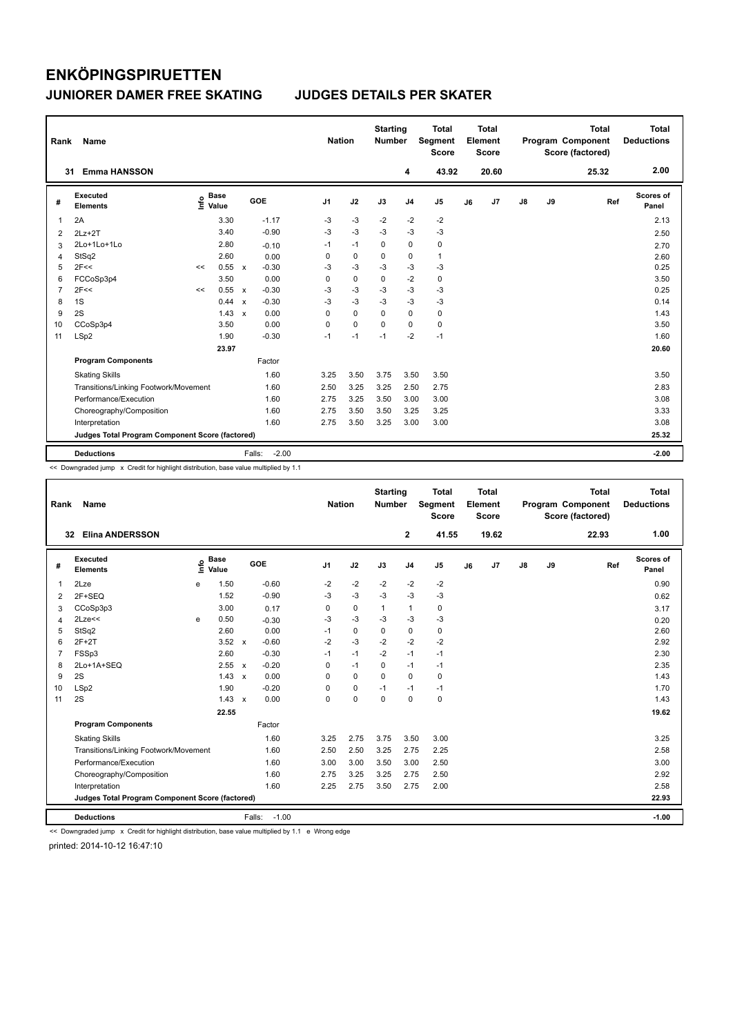# ENKÖPINGSPIRUETTEN

## JUNIORER DAMER FREE SKATING JUDGES DETAILS PER SKATER

| Rank | Name | Nation | Starting Number | Total Segment Score | Total Element Score | Total Program Component Score (factored) | Total Deductions |
|---|---|---|---|---|---|---|---|
| 31 | Emma HANSSON | | 4 | 43.92 | 20.60 | 25.32 | 2.00 |

| # | Executed Elements | Info | Base Value | | GOE | J1 | J2 | J3 | J4 | J5 | J6 | J7 | J8 | J9 | Ref | Scores of Panel |
|---|---|---|---|---|---|---|---|---|---|---|---|---|---|---|---|---|
| 1 | 2A | | 3.30 | | -1.17 | -3 | -3 | -2 | -2 | -2 | | | | | | 2.13 |
| 2 | 2Lz+2T | | 3.40 | | -0.90 | -3 | -3 | -3 | -3 | -3 | | | | | | 2.50 |
| 3 | 2Lo+1Lo+1Lo | | 2.80 | | -0.10 | -1 | -1 | 0 | 0 | 0 | | | | | | 2.70 |
| 4 | StSq2 | | 2.60 | | 0.00 | 0 | 0 | 0 | 0 | 1 | | | | | | 2.60 |
| 5 | 2F<< | << | 0.55 | x | -0.30 | -3 | -3 | -3 | -3 | -3 | | | | | | 0.25 |
| 6 | FCCoSp3p4 | | 3.50 | | 0.00 | 0 | 0 | 0 | -2 | 0 | | | | | | 3.50 |
| 7 | 2F<< | << | 0.55 | x | -0.30 | -3 | -3 | -3 | -3 | -3 | | | | | | 0.25 |
| 8 | 1S | | 0.44 | x | -0.30 | -3 | -3 | -3 | -3 | -3 | | | | | | 0.14 |
| 9 | 2S | | 1.43 | x | 0.00 | 0 | 0 | 0 | 0 | 0 | | | | | | 1.43 |
| 10 | CCoSp3p4 | | 3.50 | | 0.00 | 0 | 0 | 0 | 0 | 0 | | | | | | 3.50 |
| 11 | LSp2 | | 1.90 | | -0.30 | -1 | -1 | -1 | -2 | -1 | | | | | | 1.60 |
| | | | 23.97 | | | | | | | | | | | | | 20.60 |
| | **Program Components** | | | | Factor | | | | | | | | | | | |
| | Skating Skills | | | | 1.60 | 3.25 | 3.50 | 3.75 | 3.50 | 3.50 | | | | | | 3.50 |
| | Transitions/Linking Footwork/Movement | | | | 1.60 | 2.50 | 3.25 | 3.25 | 2.50 | 2.75 | | | | | | 2.83 |
| | Performance/Execution | | | | 1.60 | 2.75 | 3.25 | 3.50 | 3.00 | 3.00 | | | | | | 3.08 |
| | Choreography/Composition | | | | 1.60 | 2.75 | 3.50 | 3.50 | 3.25 | 3.25 | | | | | | 3.33 |
| | Interpretation | | | | 1.60 | 2.75 | 3.50 | 3.25 | 3.00 | 3.00 | | | | | | 3.08 |
| | **Judges Total Program Component Score (factored)** | | | | | | | | | | | | | | | 25.32 |
| | **Deductions** | | | | Falls: -2.00 | | | | | | | | | | | -2.00 |

<< Downgraded jump x Credit for highlight distribution, base value multiplied by 1.1

| Rank | Name | Nation | Starting Number | Total Segment Score | Total Element Score | Total Program Component Score (factored) | Total Deductions |
|---|---|---|---|---|---|---|---|
| 32 | Elina ANDERSSON | | 2 | 41.55 | 19.62 | 22.93 | 1.00 |

| # | Executed Elements | Info | Base Value | | GOE | J1 | J2 | J3 | J4 | J5 | J6 | J7 | J8 | J9 | Ref | Scores of Panel |
|---|---|---|---|---|---|---|---|---|---|---|---|---|---|---|---|---|
| 1 | 2Lze | e | 1.50 | | -0.60 | -2 | -2 | -2 | -2 | -2 | | | | | | 0.90 |
| 2 | 2F+SEQ | | 1.52 | | -0.90 | -3 | -3 | -3 | -3 | -3 | | | | | | 0.62 |
| 3 | CCoSp3p3 | | 3.00 | | 0.17 | 0 | 0 | 1 | 1 | 0 | | | | | | 3.17 |
| 4 | 2Lze<< | e | 0.50 | | -0.30 | -3 | -3 | -3 | -3 | -3 | | | | | | 0.20 |
| 5 | StSq2 | | 2.60 | | 0.00 | -1 | 0 | 0 | 0 | 0 | | | | | | 2.60 |
| 6 | 2F+2T | | 3.52 | x | -0.60 | -2 | -3 | -2 | -2 | -2 | | | | | | 2.92 |
| 7 | FSSp3 | | 2.60 | | -0.30 | -1 | -1 | -2 | -1 | -1 | | | | | | 2.30 |
| 8 | 2Lo+1A+SEQ | | 2.55 | x | -0.20 | 0 | -1 | 0 | -1 | -1 | | | | | | 2.35 |
| 9 | 2S | | 1.43 | x | 0.00 | 0 | 0 | 0 | 0 | 0 | | | | | | 1.43 |
| 10 | LSp2 | | 1.90 | | -0.20 | 0 | 0 | -1 | -1 | -1 | | | | | | 1.70 |
| 11 | 2S | | 1.43 | x | 0.00 | 0 | 0 | 0 | 0 | 0 | | | | | | 1.43 |
| | | | 22.55 | | | | | | | | | | | | | 19.62 |
| | **Program Components** | | | | Factor | | | | | | | | | | | |
| | Skating Skills | | | | 1.60 | 3.25 | 2.75 | 3.75 | 3.50 | 3.00 | | | | | | 3.25 |
| | Transitions/Linking Footwork/Movement | | | | 1.60 | 2.50 | 2.50 | 3.25 | 2.75 | 2.25 | | | | | | 2.58 |
| | Performance/Execution | | | | 1.60 | 3.00 | 3.00 | 3.50 | 3.00 | 2.50 | | | | | | 3.00 |
| | Choreography/Composition | | | | 1.60 | 2.75 | 3.25 | 3.25 | 2.75 | 2.50 | | | | | | 2.92 |
| | Interpretation | | | | 1.60 | 2.25 | 2.75 | 3.50 | 2.75 | 2.00 | | | | | | 2.58 |
| | **Judges Total Program Component Score (factored)** | | | | | | | | | | | | | | | 22.93 |
| | **Deductions** | | | | Falls: -1.00 | | | | | | | | | | | -1.00 |

<< Downgraded jump x Credit for highlight distribution, base value multiplied by 1.1 e Wrong edge

printed: 2014-10-12 16:47:10